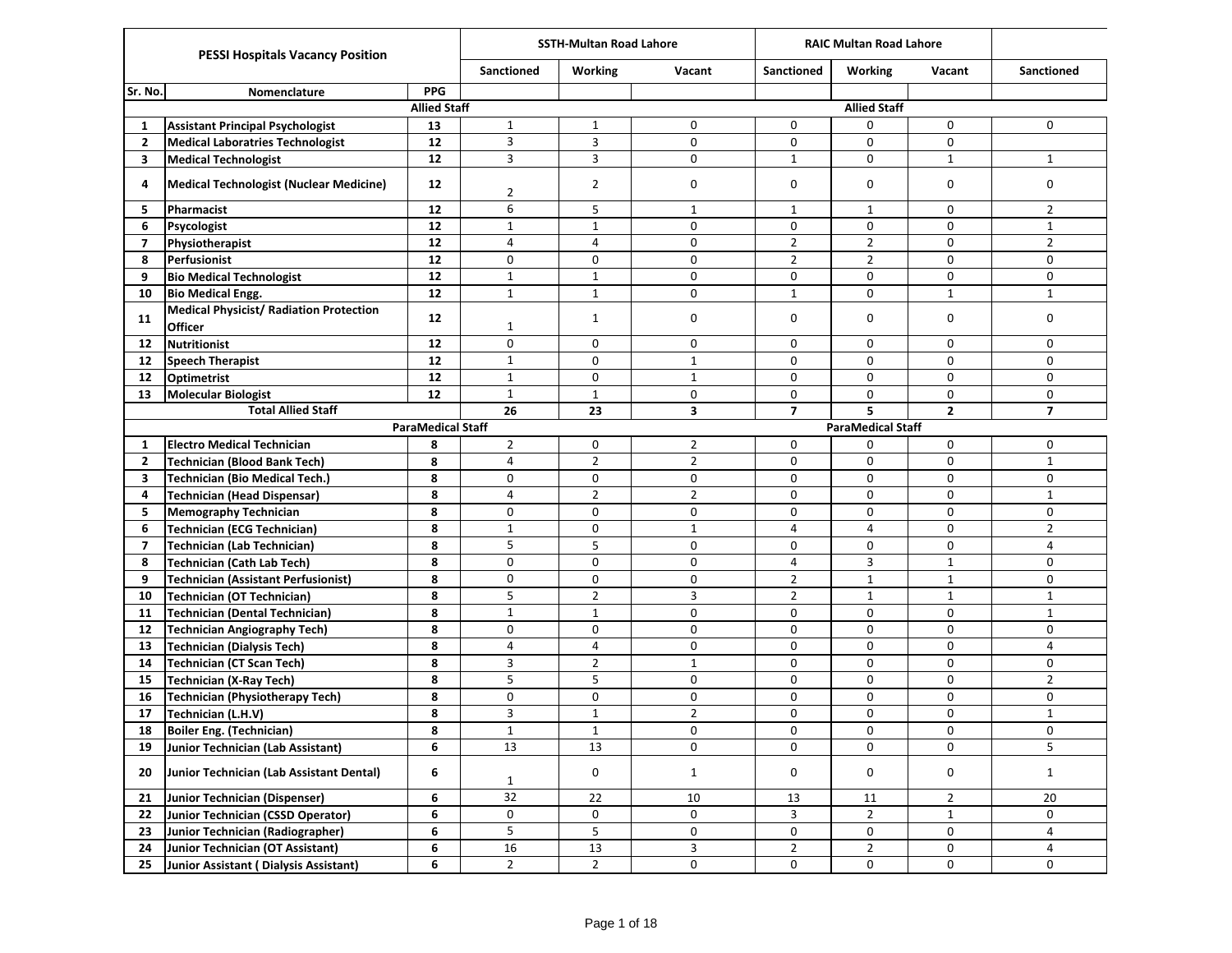| PESSI Hospitals Vacancy Position | | | SSTH-Multan Road Lahore | | | RAIC Multan Road Lahore | | | |
|---|---|---|---|---|---|---|---|---|---|
| | | | Sanctioned | Working | Vacant | Sanctioned | Working | Vacant | Sanctioned |
| Sr. No. | Nomenclature | PPG | | | | | | | |
| | | Allied Staff | | | | | Allied Staff | | |
| 1 | Assistant Principal Psychologist | 13 | 1 | 1 | 0 | 0 | 0 | 0 | 0 |
| 2 | Medical Laboratries Technologist | 12 | 3 | 3 | 0 | 0 | 0 | 0 | |
| 3 | Medical Technologist | 12 | 3 | 3 | 0 | 1 | 0 | 1 | 1 |
| 4 | Medical Technologist (Nuclear Medicine) | 12 | 2 | 2 | 0 | 0 | 0 | 0 | 0 |
| 5 | Pharmacist | 12 | 6 | 5 | 1 | 1 | 1 | 0 | 2 |
| 6 | Psycologist | 12 | 1 | 1 | 0 | 0 | 0 | 0 | 1 |
| 7 | Physiotherapist | 12 | 4 | 4 | 0 | 2 | 2 | 0 | 2 |
| 8 | Perfusionist | 12 | 0 | 0 | 0 | 2 | 2 | 0 | 0 |
| 9 | Bio Medical Technologist | 12 | 1 | 1 | 0 | 0 | 0 | 0 | 0 |
| 10 | Bio Medical Engg. | 12 | 1 | 1 | 0 | 1 | 0 | 1 | 1 |
| 11 | Medical Physicist/ Radiation Protection Officer | 12 | 1 | 1 | 0 | 0 | 0 | 0 | 0 |
| 12 | Nutritionist | 12 | 0 | 0 | 0 | 0 | 0 | 0 | 0 |
| 12 | Speech Therapist | 12 | 1 | 0 | 1 | 0 | 0 | 0 | 0 |
| 12 | Optimetrist | 12 | 1 | 0 | 1 | 0 | 0 | 0 | 0 |
| 13 | Molecular Biologist | 12 | 1 | 1 | 0 | 0 | 0 | 0 | 0 |
| | Total Allied Staff | | 26 | 23 | 3 | 7 | 5 | 2 | 7 |
| | | ParaMedical Staff | | | | | ParaMedical Staff | | |
| 1 | Electro Medical Technician | 8 | 2 | 0 | 2 | 0 | 0 | 0 | 0 |
| 2 | Technician (Blood Bank Tech) | 8 | 4 | 2 | 2 | 0 | 0 | 0 | 1 |
| 3 | Technician (Bio Medical Tech.) | 8 | 0 | 0 | 0 | 0 | 0 | 0 | 0 |
| 4 | Technician (Head Dispensar) | 8 | 4 | 2 | 2 | 0 | 0 | 0 | 1 |
| 5 | Memography Technician | 8 | 0 | 0 | 0 | 0 | 0 | 0 | 0 |
| 6 | Technician (ECG Technician) | 8 | 1 | 0 | 1 | 4 | 4 | 0 | 2 |
| 7 | Technician (Lab Technician) | 8 | 5 | 5 | 0 | 0 | 0 | 0 | 4 |
| 8 | Technician (Cath Lab Tech) | 8 | 0 | 0 | 0 | 4 | 3 | 1 | 0 |
| 9 | Technician (Assistant Perfusionist) | 8 | 0 | 0 | 0 | 2 | 1 | 1 | 0 |
| 10 | Technician (OT Technician) | 8 | 5 | 2 | 3 | 2 | 1 | 1 | 1 |
| 11 | Technician (Dental Technician) | 8 | 1 | 1 | 0 | 0 | 0 | 0 | 1 |
| 12 | Technician Angiography Tech) | 8 | 0 | 0 | 0 | 0 | 0 | 0 | 0 |
| 13 | Technician (Dialysis Tech) | 8 | 4 | 4 | 0 | 0 | 0 | 0 | 4 |
| 14 | Technician (CT Scan Tech) | 8 | 3 | 2 | 1 | 0 | 0 | 0 | 0 |
| 15 | Technician (X-Ray Tech) | 8 | 5 | 5 | 0 | 0 | 0 | 0 | 2 |
| 16 | Technician (Physiotherapy Tech) | 8 | 0 | 0 | 0 | 0 | 0 | 0 | 0 |
| 17 | Technician (L.H.V) | 8 | 3 | 1 | 2 | 0 | 0 | 0 | 1 |
| 18 | Boiler Eng. (Technician) | 8 | 1 | 1 | 0 | 0 | 0 | 0 | 0 |
| 19 | Junior Technician (Lab Assistant) | 6 | 13 | 13 | 0 | 0 | 0 | 0 | 5 |
| 20 | Junior Technician (Lab Assistant Dental) | 6 | 1 | 0 | 1 | 0 | 0 | 0 | 1 |
| 21 | Junior Technician (Dispenser) | 6 | 32 | 22 | 10 | 13 | 11 | 2 | 20 |
| 22 | Junior Technician (CSSD Operator) | 6 | 0 | 0 | 0 | 3 | 2 | 1 | 0 |
| 23 | Junior Technician (Radiographer) | 6 | 5 | 5 | 0 | 0 | 0 | 0 | 4 |
| 24 | Junior Technician (OT Assistant) | 6 | 16 | 13 | 3 | 2 | 2 | 0 | 4 |
| 25 | Junior Assistant ( Dialysis Assistant) | 6 | 2 | 2 | 0 | 0 | 0 | 0 | 0 |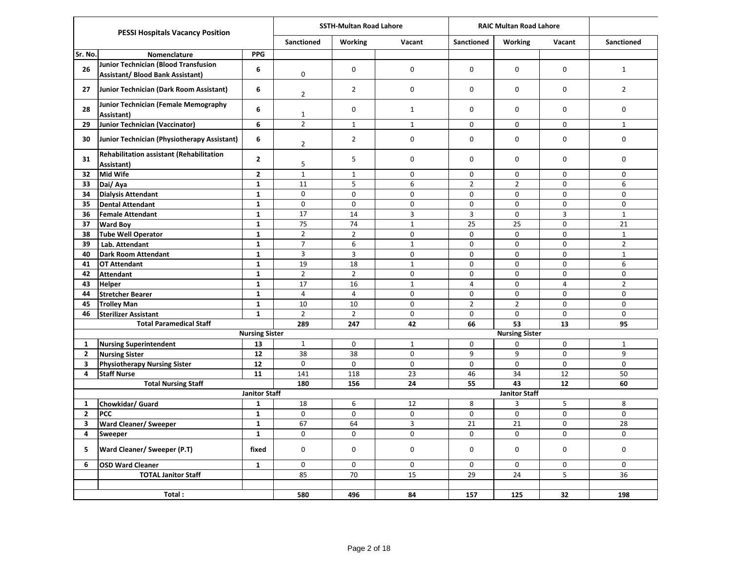| PESSI Hospitals Vacancy Position | | | SSTH-Multan Road Lahore | | | RAIC Multan Road Lahore | | | |
|---|---|---|---|---|---|---|---|---|---|
| | | | Sanctioned | Working | Vacant | Sanctioned | Working | Vacant | Sanctioned |
| **Sr. No.** | **Nomenclature** | **PPG** | | | | | | | |
| **26** | **Junior Technician (Blood Transfusion Assistant/ Blood Bank Assistant)** | **6** | 0 | 0 | 0 | 0 | 0 | 0 | 1 |
| **27** | **Junior Technician (Dark Room Assistant)** | **6** | 2 | 2 | 0 | 0 | 0 | 0 | 2 |
| **28** | **Junior Technician (Female Memography Assistant)** | **6** | 1 | 0 | 1 | 0 | 0 | 0 | 0 |
| **29** | **Junior Technician (Vaccinator)** | **6** | 2 | 1 | 1 | 0 | 0 | 0 | 1 |
| **30** | **Junior Technician (Physiotherapy Assistant)** | **6** | 2 | 2 | 0 | 0 | 0 | 0 | 0 |
| **31** | **Rehabilitation assistant (Rehabilitation Assistant)** | **2** | 5 | 5 | 0 | 0 | 0 | 0 | 0 |
| **32** | **Mid Wife** | **2** | 1 | 1 | 0 | 0 | 0 | 0 | 0 |
| **33** | **Dai/ Aya** | **1** | 11 | 5 | 6 | 2 | 2 | 0 | 6 |
| **34** | **Dialysis Attendant** | **1** | 0 | 0 | 0 | 0 | 0 | 0 | 0 |
| **35** | **Dental Attendant** | **1** | 0 | 0 | 0 | 0 | 0 | 0 | 0 |
| **36** | **Female Attendant** | **1** | 17 | 14 | 3 | 3 | 0 | 3 | 1 |
| **37** | **Ward Boy** | **1** | 75 | 74 | 1 | 25 | 25 | 0 | 21 |
| **38** | **Tube Well Operator** | **1** | 2 | 2 | 0 | 0 | 0 | 0 | 1 |
| **39** | **Lab. Attendant** | **1** | 7 | 6 | 1 | 0 | 0 | 0 | 2 |
| **40** | **Dark Room Attendant** | **1** | 3 | 3 | 0 | 0 | 0 | 0 | 1 |
| **41** | **OT Attendant** | **1** | 19 | 18 | 1 | 0 | 0 | 0 | 6 |
| **42** | **Attendant** | **1** | 2 | 2 | 0 | 0 | 0 | 0 | 0 |
| **43** | **Helper** | **1** | 17 | 16 | 1 | 4 | 0 | 4 | 2 |
| **44** | **Stretcher Bearer** | **1** | 4 | 4 | 0 | 0 | 0 | 0 | 0 |
| **45** | **Trolley Man** | **1** | 10 | 10 | 0 | 2 | 2 | 0 | 0 |
| **46** | **Sterilizer Assistant** | **1** | 2 | 2 | 0 | 0 | 0 | 0 | 0 |
| | **Total Paramedical Staff** | | **289** | **247** | **42** | **66** | **53** | **13** | **95** |
| | | **Nursing Sister** | | | | | **Nursing Sister** | | |
| **1** | **Nursing Superintendent** | **13** | 1 | 0 | 1 | 0 | 0 | 0 | 1 |
| **2** | **Nursing Sister** | **12** | 38 | 38 | 0 | 9 | 9 | 0 | 9 |
| **3** | **Physiotherapy Nursing Sister** | **12** | 0 | 0 | 0 | 0 | 0 | 0 | 0 |
| **4** | **Staff Nurse** | **11** | 141 | 118 | 23 | 46 | 34 | 12 | 50 |
| | **Total Nursing Staff** | | **180** | **156** | **24** | **55** | **43** | **12** | **60** |
| | | **Janitor Staff** | | | | | **Janitor Staff** | | |
| **1** | **Chowkidar/ Guard** | **1** | 18 | 6 | 12 | 8 | 3 | 5 | 8 |
| **2** | **PCC** | **1** | 0 | 0 | 0 | 0 | 0 | 0 | 0 |
| **3** | **Ward Cleaner/ Sweeper** | **1** | 67 | 64 | 3 | 21 | 21 | 0 | 28 |
| **4** | **Sweeper** | **1** | 0 | 0 | 0 | 0 | 0 | 0 | 0 |
| **5** | **Ward Cleaner/ Sweeper (P.T)** | **fixed** | 0 | 0 | 0 | 0 | 0 | 0 | 0 |
| **6** | **OSD Ward Cleaner** | **1** | 0 | 0 | 0 | 0 | 0 | 0 | 0 |
| | **TOTAL Janitor Staff** | | 85 | 70 | 15 | 29 | 24 | 5 | 36 |
| | | | | | | | | | |
| | **Total :** | | **580** | **496** | **84** | **157** | **125** | **32** | **198** |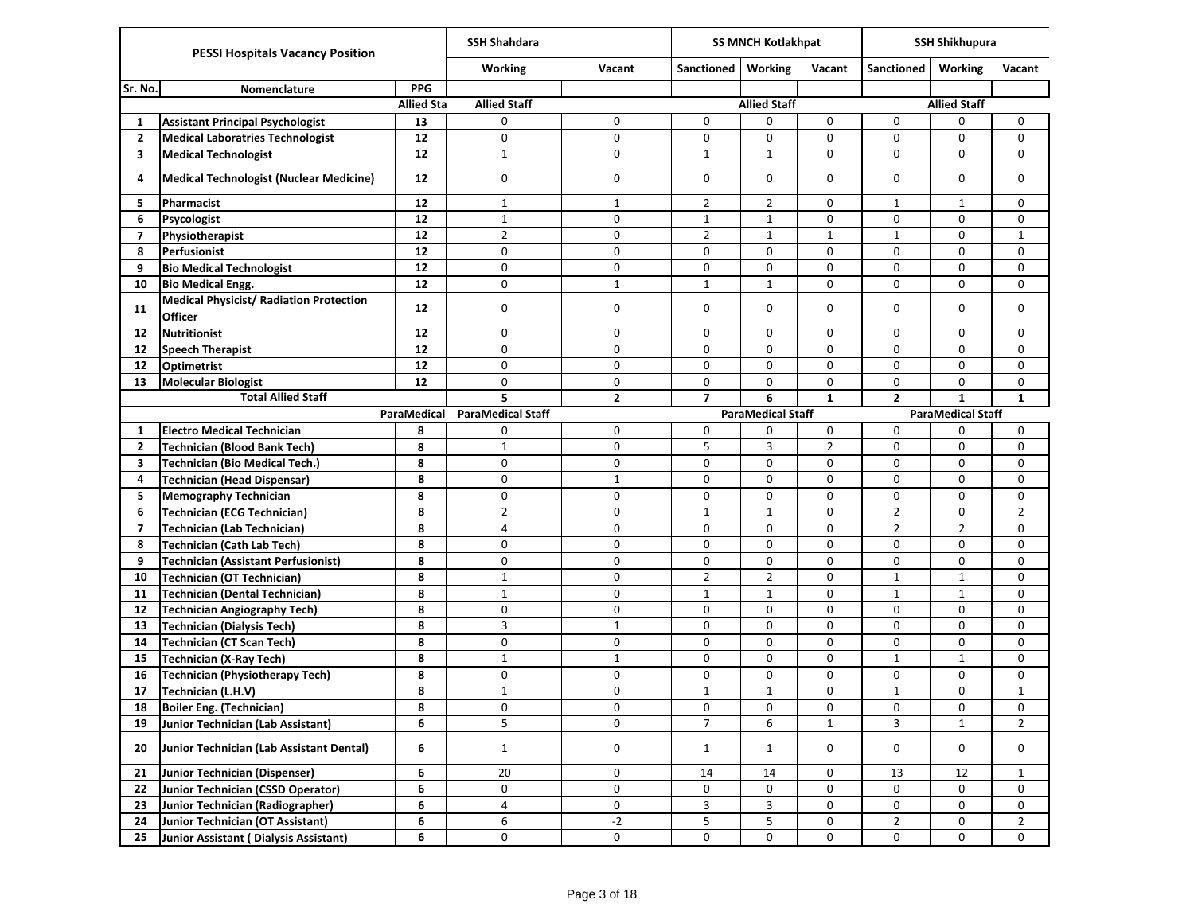| PESSI Hospitals Vacancy Position | | | SSH Shahdara | | SS MNCH Kotlakhpat | | | SSH Shikhupura | | |
|---|---|---|---|---|---|---|---|---|---|---|
| | | | Working | Vacant | Sanctioned | Working | Vacant | Sanctioned | Working | Vacant |
| Sr. No. | Nomenclature | PPG | | | | | | | | |
| | | Allied Sta | Allied Staff | | | Allied Staff | | | Allied Staff | |
| 1 | Assistant Principal Psychologist | 13 | 0 | 0 | 0 | 0 | 0 | 0 | 0 | 0 |
| 2 | Medical Laboratries Technologist | 12 | 0 | 0 | 0 | 0 | 0 | 0 | 0 | 0 |
| 3 | Medical Technologist | 12 | 1 | 0 | 1 | 1 | 0 | 0 | 0 | 0 |
| 4 | Medical Technologist (Nuclear Medicine) | 12 | 0 | 0 | 0 | 0 | 0 | 0 | 0 | 0 |
| 5 | Pharmacist | 12 | 1 | 1 | 2 | 2 | 0 | 1 | 1 | 0 |
| 6 | Psycologist | 12 | 1 | 0 | 1 | 1 | 0 | 0 | 0 | 0 |
| 7 | Physiotherapist | 12 | 2 | 0 | 2 | 1 | 1 | 1 | 0 | 1 |
| 8 | Perfusionist | 12 | 0 | 0 | 0 | 0 | 0 | 0 | 0 | 0 |
| 9 | Bio Medical Technologist | 12 | 0 | 0 | 0 | 0 | 0 | 0 | 0 | 0 |
| 10 | Bio Medical Engg. | 12 | 0 | 1 | 1 | 1 | 0 | 0 | 0 | 0 |
| 11 | Medical Physicist/ Radiation Protection Officer | 12 | 0 | 0 | 0 | 0 | 0 | 0 | 0 | 0 |
| 12 | Nutritionist | 12 | 0 | 0 | 0 | 0 | 0 | 0 | 0 | 0 |
| 12 | Speech Therapist | 12 | 0 | 0 | 0 | 0 | 0 | 0 | 0 | 0 |
| 12 | Optimetrist | 12 | 0 | 0 | 0 | 0 | 0 | 0 | 0 | 0 |
| 13 | Molecular Biologist | 12 | 0 | 0 | 0 | 0 | 0 | 0 | 0 | 0 |
| | Total Allied Staff | | 5 | 2 | 7 | 6 | 1 | 2 | 1 | 1 |
| | | ParaMedical | ParaMedical Staff | | | ParaMedical Staff | | | ParaMedical Staff | |
| 1 | Electro Medical Technician | 8 | 0 | 0 | 0 | 0 | 0 | 0 | 0 | 0 |
| 2 | Technician (Blood Bank Tech) | 8 | 1 | 0 | 5 | 3 | 2 | 0 | 0 | 0 |
| 3 | Technician (Bio Medical Tech.) | 8 | 0 | 0 | 0 | 0 | 0 | 0 | 0 | 0 |
| 4 | Technician (Head Dispensar) | 8 | 0 | 1 | 0 | 0 | 0 | 0 | 0 | 0 |
| 5 | Memography Technician | 8 | 0 | 0 | 0 | 0 | 0 | 0 | 0 | 0 |
| 6 | Technician (ECG Technician) | 8 | 2 | 0 | 1 | 1 | 0 | 2 | 0 | 2 |
| 7 | Technician (Lab Technician) | 8 | 4 | 0 | 0 | 0 | 0 | 2 | 2 | 0 |
| 8 | Technician (Cath Lab Tech) | 8 | 0 | 0 | 0 | 0 | 0 | 0 | 0 | 0 |
| 9 | Technician (Assistant Perfusionist) | 8 | 0 | 0 | 0 | 0 | 0 | 0 | 0 | 0 |
| 10 | Technician (OT Technician) | 8 | 1 | 0 | 2 | 2 | 0 | 1 | 1 | 0 |
| 11 | Technician (Dental Technician) | 8 | 1 | 0 | 1 | 1 | 0 | 1 | 1 | 0 |
| 12 | Technician Angiography Tech) | 8 | 0 | 0 | 0 | 0 | 0 | 0 | 0 | 0 |
| 13 | Technician (Dialysis Tech) | 8 | 3 | 1 | 0 | 0 | 0 | 0 | 0 | 0 |
| 14 | Technician (CT Scan Tech) | 8 | 0 | 0 | 0 | 0 | 0 | 0 | 0 | 0 |
| 15 | Technician (X-Ray Tech) | 8 | 1 | 1 | 0 | 0 | 0 | 1 | 1 | 0 |
| 16 | Technician (Physiotherapy Tech) | 8 | 0 | 0 | 0 | 0 | 0 | 0 | 0 | 0 |
| 17 | Technician (L.H.V) | 8 | 1 | 0 | 1 | 1 | 0 | 1 | 0 | 1 |
| 18 | Boiler Eng. (Technician) | 8 | 0 | 0 | 0 | 0 | 0 | 0 | 0 | 0 |
| 19 | Junior Technician (Lab Assistant) | 6 | 5 | 0 | 7 | 6 | 1 | 3 | 1 | 2 |
| 20 | Junior Technician (Lab Assistant Dental) | 6 | 1 | 0 | 1 | 1 | 0 | 0 | 0 | 0 |
| 21 | Junior Technician (Dispenser) | 6 | 20 | 0 | 14 | 14 | 0 | 13 | 12 | 1 |
| 22 | Junior Technician (CSSD Operator) | 6 | 0 | 0 | 0 | 0 | 0 | 0 | 0 | 0 |
| 23 | Junior Technician (Radiographer) | 6 | 4 | 0 | 3 | 3 | 0 | 0 | 0 | 0 |
| 24 | Junior Technician (OT Assistant) | 6 | 6 | -2 | 5 | 5 | 0 | 2 | 0 | 2 |
| 25 | Junior Assistant ( Dialysis Assistant) | 6 | 0 | 0 | 0 | 0 | 0 | 0 | 0 | 0 |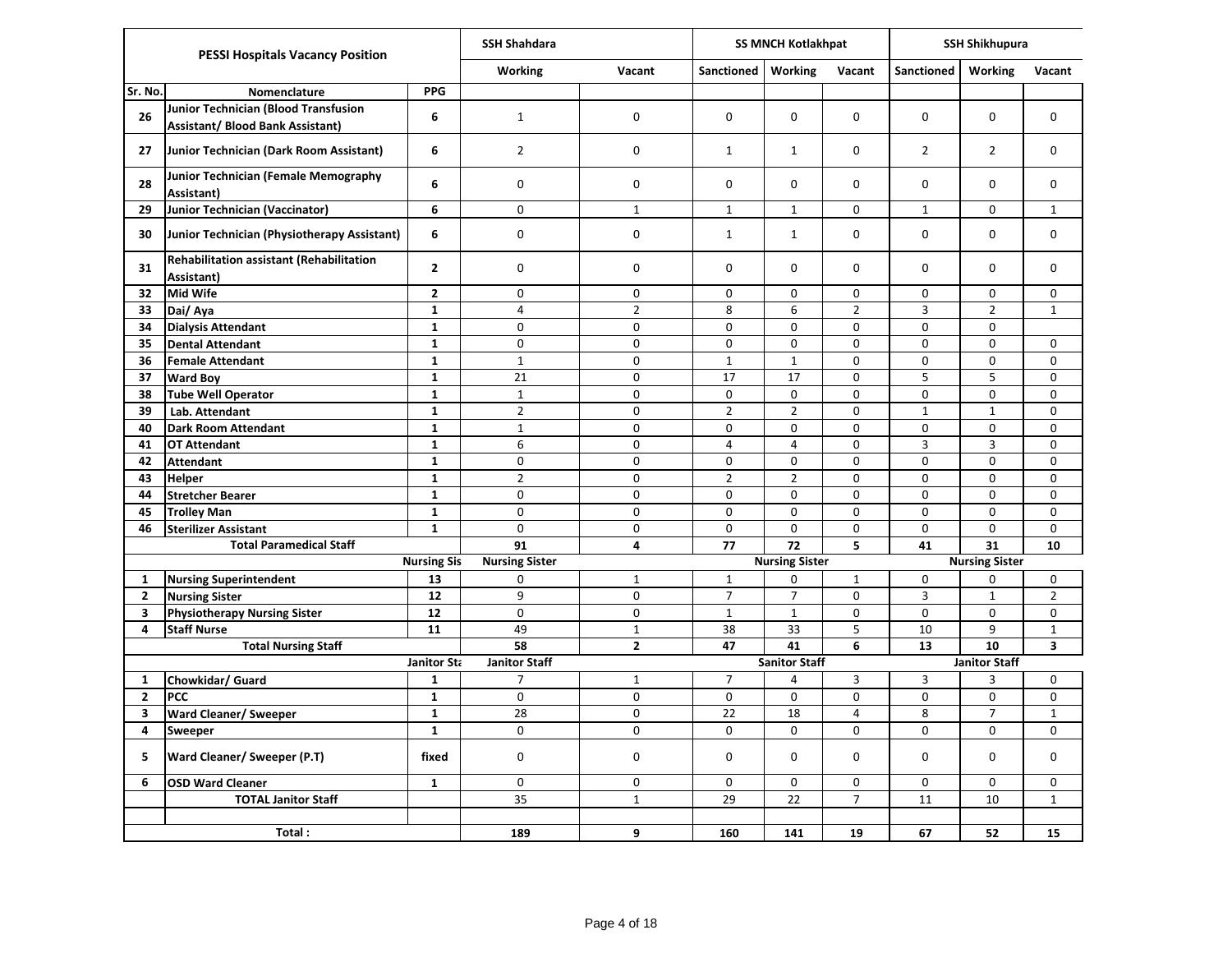| PESSI Hospitals Vacancy Position | | | SSH Shahdara | | SS MNCH Kotlakhpat | | | SSH Shikhupura | | |
|---|---|---|---|---|---|---|---|---|---|---|
| | | | Working | Vacant | Sanctioned | Working | Vacant | Sanctioned | Working | Vacant |
| Sr. No. | Nomenclature | PPG | | | | | | | | |
| 26 | Junior Technician (Blood Transfusion Assistant/ Blood Bank Assistant) | 6 | 1 | 0 | 0 | 0 | 0 | 0 | 0 | 0 |
| 27 | Junior Technician (Dark Room Assistant) | 6 | 2 | 0 | 1 | 1 | 0 | 2 | 2 | 0 |
| 28 | Junior Technician (Female Memography Assistant) | 6 | 0 | 0 | 0 | 0 | 0 | 0 | 0 | 0 |
| 29 | Junior Technician (Vaccinator) | 6 | 0 | 1 | 1 | 1 | 0 | 1 | 0 | 1 |
| 30 | Junior Technician (Physiotherapy Assistant) | 6 | 0 | 0 | 1 | 1 | 0 | 0 | 0 | 0 |
| 31 | Rehabilitation assistant (Rehabilitation Assistant) | 2 | 0 | 0 | 0 | 0 | 0 | 0 | 0 | 0 |
| 32 | Mid Wife | 2 | 0 | 0 | 0 | 0 | 0 | 0 | 0 | 0 |
| 33 | Dai/ Aya | 1 | 4 | 2 | 8 | 6 | 2 | 3 | 2 | 1 |
| 34 | Dialysis Attendant | 1 | 0 | 0 | 0 | 0 | 0 | 0 | 0 | |
| 35 | Dental Attendant | 1 | 0 | 0 | 0 | 0 | 0 | 0 | 0 | 0 |
| 36 | Female Attendant | 1 | 1 | 0 | 1 | 1 | 0 | 0 | 0 | 0 |
| 37 | Ward Boy | 1 | 21 | 0 | 17 | 17 | 0 | 5 | 5 | 0 |
| 38 | Tube Well Operator | 1 | 1 | 0 | 0 | 0 | 0 | 0 | 0 | 0 |
| 39 | Lab. Attendant | 1 | 2 | 0 | 2 | 2 | 0 | 1 | 1 | 0 |
| 40 | Dark Room Attendant | 1 | 1 | 0 | 0 | 0 | 0 | 0 | 0 | 0 |
| 41 | OT Attendant | 1 | 6 | 0 | 4 | 4 | 0 | 3 | 3 | 0 |
| 42 | Attendant | 1 | 0 | 0 | 0 | 0 | 0 | 0 | 0 | 0 |
| 43 | Helper | 1 | 2 | 0 | 2 | 2 | 0 | 0 | 0 | 0 |
| 44 | Stretcher Bearer | 1 | 0 | 0 | 0 | 0 | 0 | 0 | 0 | 0 |
| 45 | Trolley Man | 1 | 0 | 0 | 0 | 0 | 0 | 0 | 0 | 0 |
| 46 | Sterilizer Assistant | 1 | 0 | 0 | 0 | 0 | 0 | 0 | 0 | 0 |
| | **Total Paramedical Staff** | | **91** | **4** | **77** | **72** | **5** | **41** | **31** | **10** |
| | | **Nursing Sis** | **Nursing Sister** | | | **Nursing Sister** | | | **Nursing Sister** | |
| 1 | Nursing Superintendent | 13 | 0 | 1 | 1 | 0 | 1 | 0 | 0 | 0 |
| 2 | Nursing Sister | 12 | 9 | 0 | 7 | 7 | 0 | 3 | 1 | 2 |
| 3 | Physiotherapy Nursing Sister | 12 | 0 | 0 | 1 | 1 | 0 | 0 | 0 | 0 |
| 4 | Staff Nurse | 11 | 49 | 1 | 38 | 33 | 5 | 10 | 9 | 1 |
| | **Total Nursing Staff** | | **58** | **2** | **47** | **41** | **6** | **13** | **10** | **3** |
| | | **Janitor Sta** | **Janitor Staff** | | | **Sanitor Staff** | | | **Janitor Staff** | |
| 1 | Chowkidar/ Guard | 1 | 7 | 1 | 7 | 4 | 3 | 3 | 3 | 0 |
| 2 | PCC | 1 | 0 | 0 | 0 | 0 | 0 | 0 | 0 | 0 |
| 3 | Ward Cleaner/ Sweeper | 1 | 28 | 0 | 22 | 18 | 4 | 8 | 7 | 1 |
| 4 | Sweeper | 1 | 0 | 0 | 0 | 0 | 0 | 0 | 0 | 0 |
| 5 | Ward Cleaner/ Sweeper (P.T) | fixed | 0 | 0 | 0 | 0 | 0 | 0 | 0 | 0 |
| 6 | OSD Ward Cleaner | 1 | 0 | 0 | 0 | 0 | 0 | 0 | 0 | 0 |
| | **TOTAL Janitor Staff** | | 35 | 1 | 29 | 22 | 7 | 11 | 10 | 1 |
| | | | | | | | | | | |
| | **Total :** | | **189** | **9** | **160** | **141** | **19** | **67** | **52** | **15** |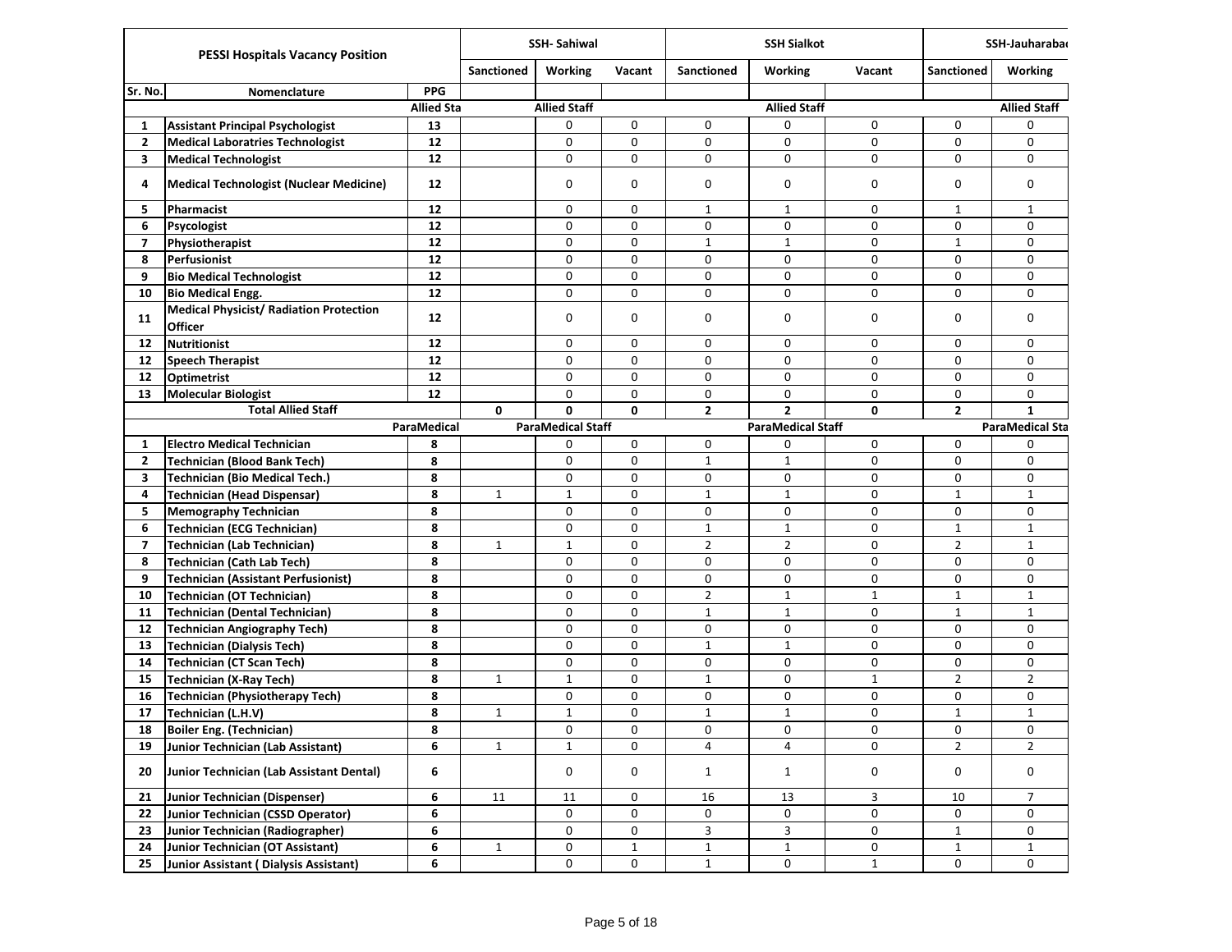| PESSI Hospitals Vacancy Position | | | SSH- Sahiwal | | | SSH Sialkot | | | SSH-Jauharabad | |
|---|---|---|---|---|---|---|---|---|---|---|
| | | | Sanctioned | Working | Vacant | Sanctioned | Working | Vacant | Sanctioned | Working |
| Sr. No. | Nomenclature | PPG | | | | | | | | |
| | | Allied Sta | | Allied Staff | | | Allied Staff | | | Allied Staff |
| 1 | Assistant Principal Psychologist | 13 | | 0 | 0 | 0 | 0 | 0 | 0 | 0 |
| 2 | Medical Laboratries Technologist | 12 | | 0 | 0 | 0 | 0 | 0 | 0 | 0 |
| 3 | Medical Technologist | 12 | | 0 | 0 | 0 | 0 | 0 | 0 | 0 |
| 4 | Medical Technologist (Nuclear Medicine) | 12 | | 0 | 0 | 0 | 0 | 0 | 0 | 0 |
| 5 | Pharmacist | 12 | | 0 | 0 | 1 | 1 | 0 | 1 | 1 |
| 6 | Psycologist | 12 | | 0 | 0 | 0 | 0 | 0 | 0 | 0 |
| 7 | Physiotherapist | 12 | | 0 | 0 | 1 | 1 | 0 | 1 | 0 |
| 8 | Perfusionist | 12 | | 0 | 0 | 0 | 0 | 0 | 0 | 0 |
| 9 | Bio Medical Technologist | 12 | | 0 | 0 | 0 | 0 | 0 | 0 | 0 |
| 10 | Bio Medical Engg. | 12 | | 0 | 0 | 0 | 0 | 0 | 0 | 0 |
| 11 | Medical Physicist/ Radiation Protection Officer | 12 | | 0 | 0 | 0 | 0 | 0 | 0 | 0 |
| 12 | Nutritionist | 12 | | 0 | 0 | 0 | 0 | 0 | 0 | 0 |
| 12 | Speech Therapist | 12 | | 0 | 0 | 0 | 0 | 0 | 0 | 0 |
| 12 | Optimetrist | 12 | | 0 | 0 | 0 | 0 | 0 | 0 | 0 |
| 13 | Molecular Biologist | 12 | | 0 | 0 | 0 | 0 | 0 | 0 | 0 |
| | Total Allied Staff | | 0 | 0 | 0 | 2 | 2 | 0 | 2 | 1 |
| | | ParaMedical | | ParaMedical Staff | | | ParaMedical Staff | | | ParaMedical Sta |
| 1 | Electro Medical Technician | 8 | | 0 | 0 | 0 | 0 | 0 | 0 | 0 |
| 2 | Technician (Blood Bank Tech) | 8 | | 0 | 0 | 1 | 1 | 0 | 0 | 0 |
| 3 | Technician (Bio Medical Tech.) | 8 | | 0 | 0 | 0 | 0 | 0 | 0 | 0 |
| 4 | Technician (Head Dispensar) | 8 | 1 | 1 | 0 | 1 | 1 | 0 | 1 | 1 |
| 5 | Memography Technician | 8 | | 0 | 0 | 0 | 0 | 0 | 0 | 0 |
| 6 | Technician (ECG Technician) | 8 | | 0 | 0 | 1 | 1 | 0 | 1 | 1 |
| 7 | Technician (Lab Technician) | 8 | 1 | 1 | 0 | 2 | 2 | 0 | 2 | 1 |
| 8 | Technician (Cath Lab Tech) | 8 | | 0 | 0 | 0 | 0 | 0 | 0 | 0 |
| 9 | Technician (Assistant Perfusionist) | 8 | | 0 | 0 | 0 | 0 | 0 | 0 | 0 |
| 10 | Technician (OT Technician) | 8 | | 0 | 0 | 2 | 1 | 1 | 1 | 1 |
| 11 | Technician (Dental Technician) | 8 | | 0 | 0 | 1 | 1 | 0 | 1 | 1 |
| 12 | Technician Angiography Tech) | 8 | | 0 | 0 | 0 | 0 | 0 | 0 | 0 |
| 13 | Technician (Dialysis Tech) | 8 | | 0 | 0 | 1 | 1 | 0 | 0 | 0 |
| 14 | Technician (CT Scan Tech) | 8 | | 0 | 0 | 0 | 0 | 0 | 0 | 0 |
| 15 | Technician (X-Ray Tech) | 8 | 1 | 1 | 0 | 1 | 0 | 1 | 2 | 2 |
| 16 | Technician (Physiotherapy Tech) | 8 | | 0 | 0 | 0 | 0 | 0 | 0 | 0 |
| 17 | Technician (L.H.V) | 8 | 1 | 1 | 0 | 1 | 1 | 0 | 1 | 1 |
| 18 | Boiler Eng. (Technician) | 8 | | 0 | 0 | 0 | 0 | 0 | 0 | 0 |
| 19 | Junior Technician (Lab Assistant) | 6 | 1 | 1 | 0 | 4 | 4 | 0 | 2 | 2 |
| 20 | Junior Technician (Lab Assistant Dental) | 6 | | 0 | 0 | 1 | 1 | 0 | 0 | 0 |
| 21 | Junior Technician (Dispenser) | 6 | 11 | 11 | 0 | 16 | 13 | 3 | 10 | 7 |
| 22 | Junior Technician (CSSD Operator) | 6 | | 0 | 0 | 0 | 0 | 0 | 0 | 0 |
| 23 | Junior Technician (Radiographer) | 6 | | 0 | 0 | 3 | 3 | 0 | 1 | 0 |
| 24 | Junior Technician (OT Assistant) | 6 | 1 | 0 | 1 | 1 | 1 | 0 | 1 | 1 |
| 25 | Junior Assistant ( Dialysis Assistant) | 6 | | 0 | 0 | 1 | 0 | 1 | 0 | 0 |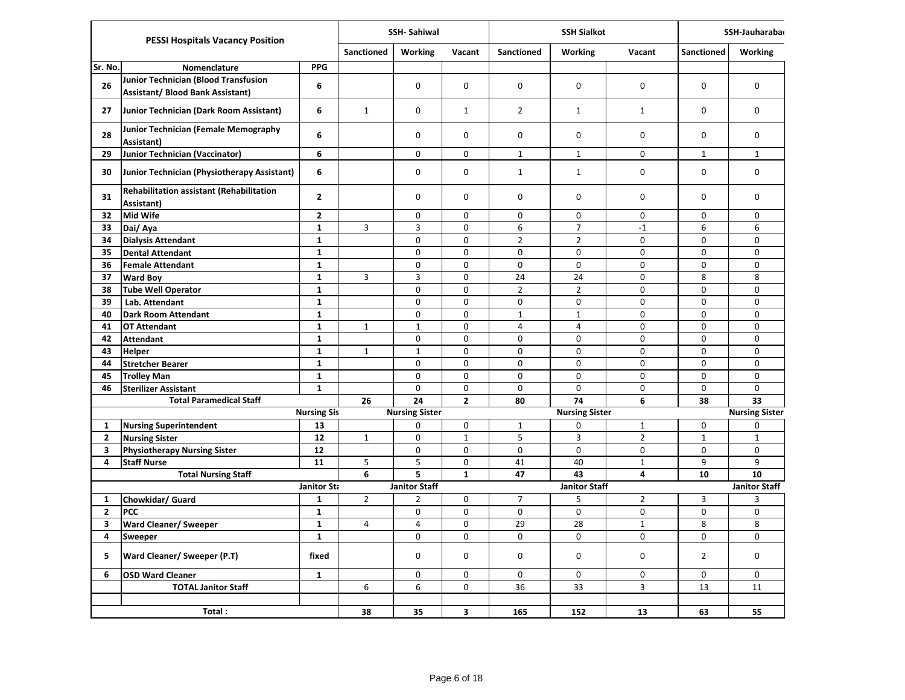| PESSI Hospitals Vacancy Position | | | SSH- Sahiwal | | | SSH Sialkot | | | SSH-Jauharabad | |
|---|---|---|---|---|---|---|---|---|---|---|
| | | | Sanctioned | Working | Vacant | Sanctioned | Working | Vacant | Sanctioned | Working |
| Sr. No. | Nomenclature | PPG | | | | | | | | |
| 26 | Junior Technician (Blood Transfusion Assistant/ Blood Bank Assistant) | 6 | | 0 | 0 | 0 | 0 | 0 | 0 | 0 |
| 27 | Junior Technician (Dark Room Assistant) | 6 | 1 | 0 | 1 | 2 | 1 | 1 | 0 | 0 |
| 28 | Junior Technician (Female Memography Assistant) | 6 | | 0 | 0 | 0 | 0 | 0 | 0 | 0 |
| 29 | Junior Technician (Vaccinator) | 6 | | 0 | 0 | 1 | 1 | 0 | 1 | 1 |
| 30 | Junior Technician (Physiotherapy Assistant) | 6 | | 0 | 0 | 1 | 1 | 0 | 0 | 0 |
| 31 | Rehabilitation assistant (Rehabilitation Assistant) | 2 | | 0 | 0 | 0 | 0 | 0 | 0 | 0 |
| 32 | Mid Wife | 2 | | 0 | 0 | 0 | 0 | 0 | 0 | 0 |
| 33 | Dai/ Aya | 1 | 3 | 3 | 0 | 6 | 7 | -1 | 6 | 6 |
| 34 | Dialysis Attendant | 1 | | 0 | 0 | 2 | 2 | 0 | 0 | 0 |
| 35 | Dental Attendant | 1 | | 0 | 0 | 0 | 0 | 0 | 0 | 0 |
| 36 | Female Attendant | 1 | | 0 | 0 | 0 | 0 | 0 | 0 | 0 |
| 37 | Ward Boy | 1 | 3 | 3 | 0 | 24 | 24 | 0 | 8 | 8 |
| 38 | Tube Well Operator | 1 | | 0 | 0 | 2 | 2 | 0 | 0 | 0 |
| 39 | Lab. Attendant | 1 | | 0 | 0 | 0 | 0 | 0 | 0 | 0 |
| 40 | Dark Room Attendant | 1 | | 0 | 0 | 1 | 1 | 0 | 0 | 0 |
| 41 | OT Attendant | 1 | 1 | 1 | 0 | 4 | 4 | 0 | 0 | 0 |
| 42 | Attendant | 1 | | 0 | 0 | 0 | 0 | 0 | 0 | 0 |
| 43 | Helper | 1 | 1 | 1 | 0 | 0 | 0 | 0 | 0 | 0 |
| 44 | Stretcher Bearer | 1 | | 0 | 0 | 0 | 0 | 0 | 0 | 0 |
| 45 | Trolley Man | 1 | | 0 | 0 | 0 | 0 | 0 | 0 | 0 |
| 46 | Sterilizer Assistant | 1 | | 0 | 0 | 0 | 0 | 0 | 0 | 0 |
| | **Total Paramedical Staff** | | **26** | **24** | **2** | **80** | **74** | **6** | **38** | **33** |
| | | **Nursing Sis** | | **Nursing Sister** | | | **Nursing Sister** | | | **Nursing Sister** |
| 1 | Nursing Superintendent | 13 | | 0 | 0 | 1 | 0 | 1 | 0 | 0 |
| 2 | Nursing Sister | 12 | 1 | 0 | 1 | 5 | 3 | 2 | 1 | 1 |
| 3 | Physiotherapy Nursing Sister | 12 | | 0 | 0 | 0 | 0 | 0 | 0 | 0 |
| 4 | Staff Nurse | 11 | 5 | 5 | 0 | 41 | 40 | 1 | 9 | 9 |
| | **Total Nursing Staff** | | **6** | **5** | **1** | **47** | **43** | **4** | **10** | **10** |
| | | **Janitor Sta** | | **Janitor Staff** | | | **Janitor Staff** | | | **Janitor Staff** |
| 1 | Chowkidar/ Guard | 1 | 2 | 2 | 0 | 7 | 5 | 2 | 3 | 3 |
| 2 | PCC | 1 | | 0 | 0 | 0 | 0 | 0 | 0 | 0 |
| 3 | Ward Cleaner/ Sweeper | 1 | 4 | 4 | 0 | 29 | 28 | 1 | 8 | 8 |
| 4 | Sweeper | 1 | | 0 | 0 | 0 | 0 | 0 | 0 | 0 |
| 5 | Ward Cleaner/ Sweeper (P.T) | fixed | | 0 | 0 | 0 | 0 | 0 | 2 | 0 |
| 6 | OSD Ward Cleaner | 1 | | 0 | 0 | 0 | 0 | 0 | 0 | 0 |
| | **TOTAL Janitor Staff** | | 6 | 6 | 0 | 36 | 33 | 3 | 13 | 11 |
| | | | | | | | | | | |
| | **Total :** | | **38** | **35** | **3** | **165** | **152** | **13** | **63** | **55** |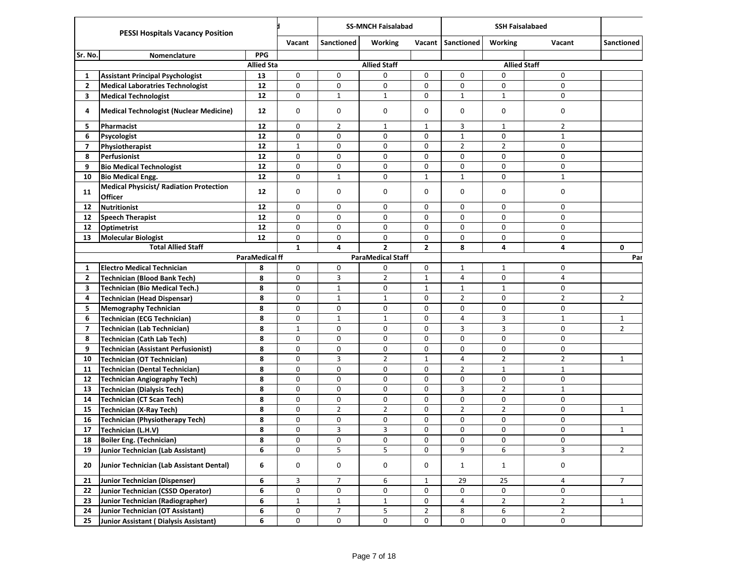| PESSI Hospitals Vacancy Position | | | d | SS-MNCH Faisalabad | | | SSH Faisalabaed | | | |
|---|---|---|---|---|---|---|---|---|---|---|
| | | | Vacant | Sanctioned | Working | Vacant | Sanctioned | Working | Vacant | Sanctioned |
| Sr. No. | Nomenclature | PPG | | | | | | | | |
| | | Allied Sta | | | Allied Staff | | | Allied Staff | | |
| 1 | Assistant Principal Psychologist | 13 | 0 | 0 | 0 | 0 | 0 | 0 | 0 | |
| 2 | Medical Laboratries Technologist | 12 | 0 | 0 | 0 | 0 | 0 | 0 | 0 | |
| 3 | Medical Technologist | 12 | 0 | 1 | 1 | 0 | 1 | 1 | 0 | |
| 4 | Medical Technologist (Nuclear Medicine) | 12 | 0 | 0 | 0 | 0 | 0 | 0 | 0 | |
| 5 | Pharmacist | 12 | 0 | 2 | 1 | 1 | 3 | 1 | 2 | |
| 6 | Psycologist | 12 | 0 | 0 | 0 | 0 | 1 | 0 | 1 | |
| 7 | Physiotherapist | 12 | 1 | 0 | 0 | 0 | 2 | 2 | 0 | |
| 8 | Perfusionist | 12 | 0 | 0 | 0 | 0 | 0 | 0 | 0 | |
| 9 | Bio Medical Technologist | 12 | 0 | 0 | 0 | 0 | 0 | 0 | 0 | |
| 10 | Bio Medical Engg. | 12 | 0 | 1 | 0 | 1 | 1 | 0 | 1 | |
| 11 | Medical Physicist/ Radiation Protection Officer | 12 | 0 | 0 | 0 | 0 | 0 | 0 | 0 | |
| 12 | Nutritionist | 12 | 0 | 0 | 0 | 0 | 0 | 0 | 0 | |
| 12 | Speech Therapist | 12 | 0 | 0 | 0 | 0 | 0 | 0 | 0 | |
| 12 | Optimetrist | 12 | 0 | 0 | 0 | 0 | 0 | 0 | 0 | |
| 13 | Molecular Biologist | 12 | 0 | 0 | 0 | 0 | 0 | 0 | 0 | |
| | Total Allied Staff | | 1 | 4 | 2 | 2 | 8 | 4 | 4 | 0 |
| | | ParaMedical ff | | | ParaMedical Staff | | | | | Par |
| 1 | Electro Medical Technician | 8 | 0 | 0 | 0 | 0 | 1 | 1 | 0 | |
| 2 | Technician (Blood Bank Tech) | 8 | 0 | 3 | 2 | 1 | 4 | 0 | 4 | |
| 3 | Technician (Bio Medical Tech.) | 8 | 0 | 1 | 0 | 1 | 1 | 1 | 0 | |
| 4 | Technician (Head Dispensar) | 8 | 0 | 1 | 1 | 0 | 2 | 0 | 2 | 2 |
| 5 | Memography Technician | 8 | 0 | 0 | 0 | 0 | 0 | 0 | 0 | |
| 6 | Technician (ECG Technician) | 8 | 0 | 1 | 1 | 0 | 4 | 3 | 1 | 1 |
| 7 | Technician (Lab Technician) | 8 | 1 | 0 | 0 | 0 | 3 | 3 | 0 | 2 |
| 8 | Technician (Cath Lab Tech) | 8 | 0 | 0 | 0 | 0 | 0 | 0 | 0 | |
| 9 | Technician (Assistant Perfusionist) | 8 | 0 | 0 | 0 | 0 | 0 | 0 | 0 | |
| 10 | Technician (OT Technician) | 8 | 0 | 3 | 2 | 1 | 4 | 2 | 2 | 1 |
| 11 | Technician (Dental Technician) | 8 | 0 | 0 | 0 | 0 | 2 | 1 | 1 | |
| 12 | Technician Angiography Tech) | 8 | 0 | 0 | 0 | 0 | 0 | 0 | 0 | |
| 13 | Technician (Dialysis Tech) | 8 | 0 | 0 | 0 | 0 | 3 | 2 | 1 | |
| 14 | Technician (CT Scan Tech) | 8 | 0 | 0 | 0 | 0 | 0 | 0 | 0 | |
| 15 | Technician (X-Ray Tech) | 8 | 0 | 2 | 2 | 0 | 2 | 2 | 0 | 1 |
| 16 | Technician (Physiotherapy Tech) | 8 | 0 | 0 | 0 | 0 | 0 | 0 | 0 | |
| 17 | Technician (L.H.V) | 8 | 0 | 3 | 3 | 0 | 0 | 0 | 0 | 1 |
| 18 | Boiler Eng. (Technician) | 8 | 0 | 0 | 0 | 0 | 0 | 0 | 0 | |
| 19 | Junior Technician (Lab Assistant) | 6 | 0 | 5 | 5 | 0 | 9 | 6 | 3 | 2 |
| 20 | Junior Technician (Lab Assistant Dental) | 6 | 0 | 0 | 0 | 0 | 1 | 1 | 0 | |
| 21 | Junior Technician (Dispenser) | 6 | 3 | 7 | 6 | 1 | 29 | 25 | 4 | 7 |
| 22 | Junior Technician (CSSD Operator) | 6 | 0 | 0 | 0 | 0 | 0 | 0 | 0 | |
| 23 | Junior Technician (Radiographer) | 6 | 1 | 1 | 1 | 0 | 4 | 2 | 2 | 1 |
| 24 | Junior Technician (OT Assistant) | 6 | 0 | 7 | 5 | 2 | 8 | 6 | 2 | |
| 25 | Junior Assistant ( Dialysis Assistant) | 6 | 0 | 0 | 0 | 0 | 0 | 0 | 0 | |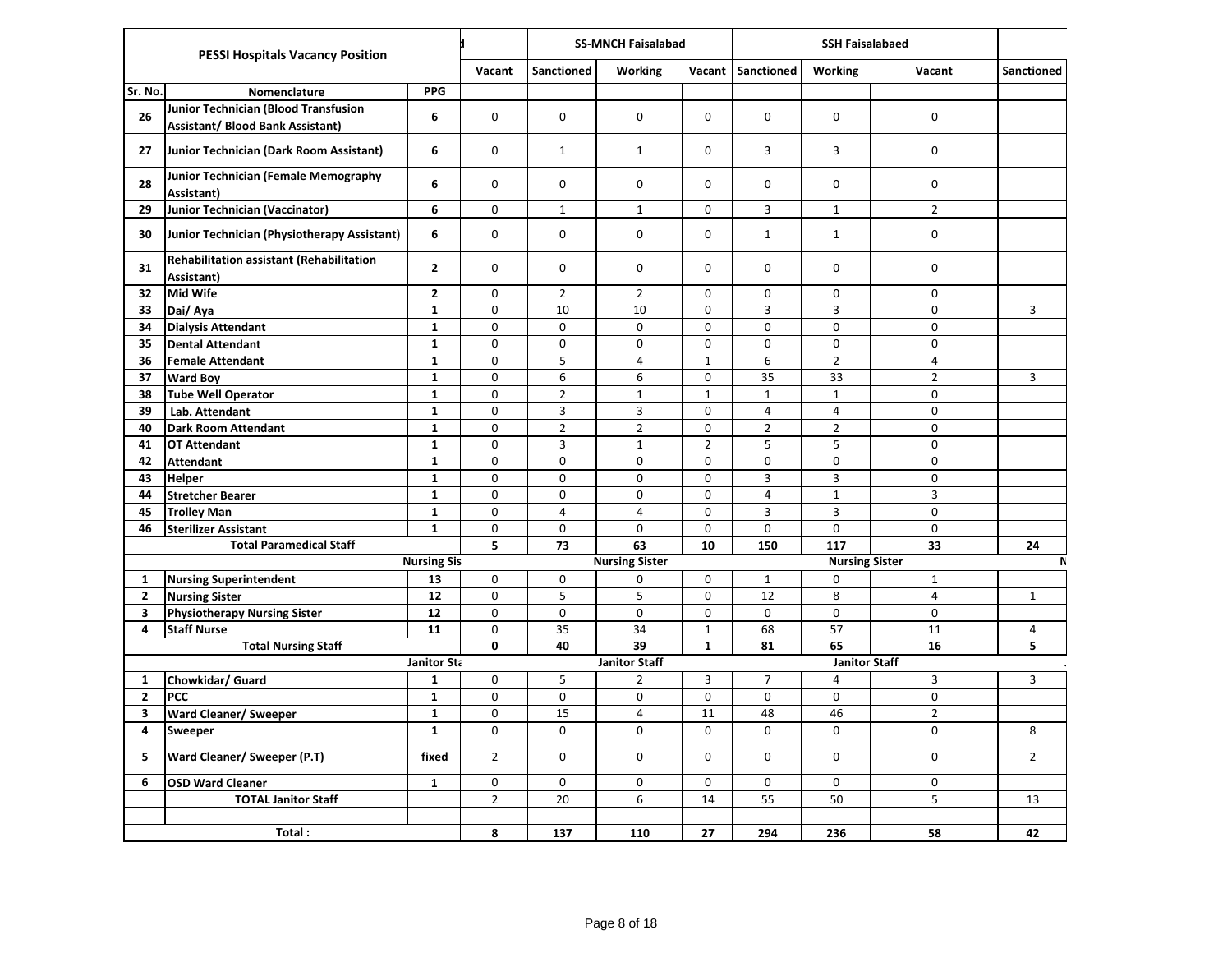| PESSI Hospitals Vacancy Position | | | d | SS-MNCH Faisalabad | | | SSH Faisalabaed | | | |
|---|---|---|---|---|---|---|---|---|---|---|
| | | | Vacant | Sanctioned | Working | Vacant | Sanctioned | Working | Vacant | Sanctioned |
| Sr. No. | Nomenclature | PPG | | | | | | | | |
| 26 | Junior Technician (Blood Transfusion Assistant/ Blood Bank Assistant) | 6 | 0 | 0 | 0 | 0 | 0 | 0 | 0 | |
| 27 | Junior Technician (Dark Room Assistant) | 6 | 0 | 1 | 1 | 0 | 3 | 3 | 0 | |
| 28 | Junior Technician (Female Memography Assistant) | 6 | 0 | 0 | 0 | 0 | 0 | 0 | 0 | |
| 29 | Junior Technician (Vaccinator) | 6 | 0 | 1 | 1 | 0 | 3 | 1 | 2 | |
| 30 | Junior Technician (Physiotherapy Assistant) | 6 | 0 | 0 | 0 | 0 | 1 | 1 | 0 | |
| 31 | Rehabilitation assistant (Rehabilitation Assistant) | 2 | 0 | 0 | 0 | 0 | 0 | 0 | 0 | |
| 32 | Mid Wife | 2 | 0 | 2 | 2 | 0 | 0 | 0 | 0 | |
| 33 | Dai/ Aya | 1 | 0 | 10 | 10 | 0 | 3 | 3 | 0 | 3 |
| 34 | Dialysis Attendant | 1 | 0 | 0 | 0 | 0 | 0 | 0 | 0 | |
| 35 | Dental Attendant | 1 | 0 | 0 | 0 | 0 | 0 | 0 | 0 | |
| 36 | Female Attendant | 1 | 0 | 5 | 4 | 1 | 6 | 2 | 4 | |
| 37 | Ward Boy | 1 | 0 | 6 | 6 | 0 | 35 | 33 | 2 | 3 |
| 38 | Tube Well Operator | 1 | 0 | 2 | 1 | 1 | 1 | 1 | 0 | |
| 39 | Lab. Attendant | 1 | 0 | 3 | 3 | 0 | 4 | 4 | 0 | |
| 40 | Dark Room Attendant | 1 | 0 | 2 | 2 | 0 | 2 | 2 | 0 | |
| 41 | OT Attendant | 1 | 0 | 3 | 1 | 2 | 5 | 5 | 0 | |
| 42 | Attendant | 1 | 0 | 0 | 0 | 0 | 0 | 0 | 0 | |
| 43 | Helper | 1 | 0 | 0 | 0 | 0 | 3 | 3 | 0 | |
| 44 | Stretcher Bearer | 1 | 0 | 0 | 0 | 0 | 4 | 1 | 3 | |
| 45 | Trolley Man | 1 | 0 | 4 | 4 | 0 | 3 | 3 | 0 | |
| 46 | Sterilizer Assistant | 1 | 0 | 0 | 0 | 0 | 0 | 0 | 0 | |
| | **Total Paramedical Staff** | | **5** | **73** | **63** | **10** | **150** | **117** | **33** | **24** |
| | | **Nursing Sis** | | | **Nursing Sister** | | | **Nursing Sister** | | **N** |
| 1 | Nursing Superintendent | 13 | 0 | 0 | 0 | 0 | 1 | 0 | 1 | |
| 2 | Nursing Sister | 12 | 0 | 5 | 5 | 0 | 12 | 8 | 4 | 1 |
| 3 | Physiotherapy Nursing Sister | 12 | 0 | 0 | 0 | 0 | 0 | 0 | 0 | |
| 4 | Staff Nurse | 11 | 0 | 35 | 34 | 1 | 68 | 57 | 11 | 4 |
| | **Total Nursing Staff** | | **0** | **40** | **39** | **1** | **81** | **65** | **16** | **5** |
| | | **Janitor Sta** | | | **Janitor Staff** | | | **Janitor Staff** | | |
| 1 | Chowkidar/ Guard | 1 | 0 | 5 | 2 | 3 | 7 | 4 | 3 | 3 |
| 2 | PCC | 1 | 0 | 0 | 0 | 0 | 0 | 0 | 0 | |
| 3 | Ward Cleaner/ Sweeper | 1 | 0 | 15 | 4 | 11 | 48 | 46 | 2 | |
| 4 | Sweeper | 1 | 0 | 0 | 0 | 0 | 0 | 0 | 0 | 8 |
| 5 | Ward Cleaner/ Sweeper (P.T) | fixed | 2 | 0 | 0 | 0 | 0 | 0 | 0 | 2 |
| 6 | OSD Ward Cleaner | 1 | 0 | 0 | 0 | 0 | 0 | 0 | 0 | |
| | **TOTAL Janitor Staff** | | 2 | 20 | 6 | 14 | 55 | 50 | 5 | 13 |
| | | | | | | | | | | |
| | **Total :** | | **8** | **137** | **110** | **27** | **294** | **236** | **58** | **42** |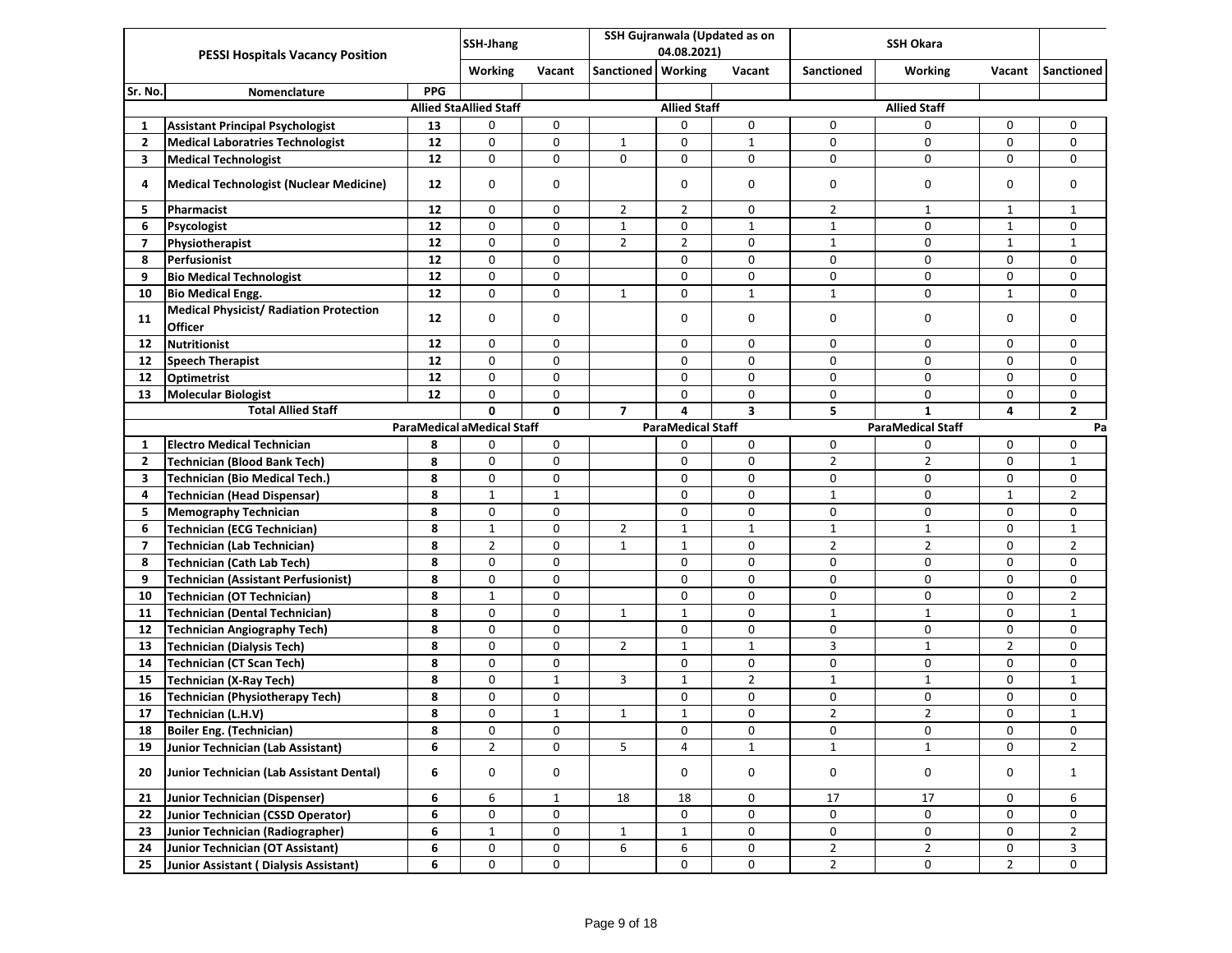| PESSI Hospitals Vacancy Position | | | SSH-Jhang | | SSH Gujranwala (Updated as on 04.08.2021) | | | SSH Okara | | | |
|---|---|---|---|---|---|---|---|---|---|---|---|
| | | | Working | Vacant | Sanctioned | Working | Vacant | Sanctioned | Working | Vacant | Sanctioned |
| Sr. No. | Nomenclature | PPG | | | | | | | | | |
| | | Allied Sta | Allied Staff | | | Allied Staff | | | Allied Staff | | |
| 1 | Assistant Principal Psychologist | 13 | 0 | 0 | | 0 | 0 | 0 | 0 | 0 | 0 |
| 2 | Medical Laboratries Technologist | 12 | 0 | 0 | 1 | 0 | 1 | 0 | 0 | 0 | 0 |
| 3 | Medical Technologist | 12 | 0 | 0 | 0 | 0 | 0 | 0 | 0 | 0 | 0 |
| 4 | Medical Technologist (Nuclear Medicine) | 12 | 0 | 0 | | 0 | 0 | 0 | 0 | 0 | 0 |
| 5 | Pharmacist | 12 | 0 | 0 | 2 | 2 | 0 | 2 | 1 | 1 | 1 |
| 6 | Psycologist | 12 | 0 | 0 | 1 | 0 | 1 | 1 | 0 | 1 | 0 |
| 7 | Physiotherapist | 12 | 0 | 0 | 2 | 2 | 0 | 1 | 0 | 1 | 1 |
| 8 | Perfusionist | 12 | 0 | 0 | | 0 | 0 | 0 | 0 | 0 | 0 |
| 9 | Bio Medical Technologist | 12 | 0 | 0 | | 0 | 0 | 0 | 0 | 0 | 0 |
| 10 | Bio Medical Engg. | 12 | 0 | 0 | 1 | 0 | 1 | 1 | 0 | 1 | 0 |
| 11 | Medical Physicist/ Radiation Protection Officer | 12 | 0 | 0 | | 0 | 0 | 0 | 0 | 0 | 0 |
| 12 | Nutritionist | 12 | 0 | 0 | | 0 | 0 | 0 | 0 | 0 | 0 |
| 12 | Speech Therapist | 12 | 0 | 0 | | 0 | 0 | 0 | 0 | 0 | 0 |
| 12 | Optimetrist | 12 | 0 | 0 | | 0 | 0 | 0 | 0 | 0 | 0 |
| 13 | Molecular Biologist | 12 | 0 | 0 | | 0 | 0 | 0 | 0 | 0 | 0 |
| | Total Allied Staff | | 0 | 0 | 7 | 4 | 3 | 5 | 1 | 4 | 2 |
| | | ParaMedical a | Medical Staff | | | ParaMedical Staff | | | ParaMedical Staff | | Pa |
| 1 | Electro Medical Technician | 8 | 0 | 0 | | 0 | 0 | 0 | 0 | 0 | 0 |
| 2 | Technician (Blood Bank Tech) | 8 | 0 | 0 | | 0 | 0 | 2 | 2 | 0 | 1 |
| 3 | Technician (Bio Medical Tech.) | 8 | 0 | 0 | | 0 | 0 | 0 | 0 | 0 | 0 |
| 4 | Technician (Head Dispensar) | 8 | 1 | 1 | | 0 | 0 | 1 | 0 | 1 | 2 |
| 5 | Memography Technician | 8 | 0 | 0 | | 0 | 0 | 0 | 0 | 0 | 0 |
| 6 | Technician (ECG Technician) | 8 | 1 | 0 | 2 | 1 | 1 | 1 | 1 | 0 | 1 |
| 7 | Technician (Lab Technician) | 8 | 2 | 0 | 1 | 1 | 0 | 2 | 2 | 0 | 2 |
| 8 | Technician (Cath Lab Tech) | 8 | 0 | 0 | | 0 | 0 | 0 | 0 | 0 | 0 |
| 9 | Technician (Assistant Perfusionist) | 8 | 0 | 0 | | 0 | 0 | 0 | 0 | 0 | 0 |
| 10 | Technician (OT Technician) | 8 | 1 | 0 | | 0 | 0 | 0 | 0 | 0 | 2 |
| 11 | Technician (Dental Technician) | 8 | 0 | 0 | 1 | 1 | 0 | 1 | 1 | 0 | 1 |
| 12 | Technician Angiography Tech) | 8 | 0 | 0 | | 0 | 0 | 0 | 0 | 0 | 0 |
| 13 | Technician (Dialysis Tech) | 8 | 0 | 0 | 2 | 1 | 1 | 3 | 1 | 2 | 0 |
| 14 | Technician (CT Scan Tech) | 8 | 0 | 0 | | 0 | 0 | 0 | 0 | 0 | 0 |
| 15 | Technician (X-Ray Tech) | 8 | 0 | 1 | 3 | 1 | 2 | 1 | 1 | 0 | 1 |
| 16 | Technician (Physiotherapy Tech) | 8 | 0 | 0 | | 0 | 0 | 0 | 0 | 0 | 0 |
| 17 | Technician (L.H.V) | 8 | 0 | 1 | 1 | 1 | 0 | 2 | 2 | 0 | 1 |
| 18 | Boiler Eng. (Technician) | 8 | 0 | 0 | | 0 | 0 | 0 | 0 | 0 | 0 |
| 19 | Junior Technician (Lab Assistant) | 6 | 2 | 0 | 5 | 4 | 1 | 1 | 1 | 0 | 2 |
| 20 | Junior Technician (Lab Assistant Dental) | 6 | 0 | 0 | | 0 | 0 | 0 | 0 | 0 | 1 |
| 21 | Junior Technician (Dispenser) | 6 | 6 | 1 | 18 | 18 | 0 | 17 | 17 | 0 | 6 |
| 22 | Junior Technician (CSSD Operator) | 6 | 0 | 0 | | 0 | 0 | 0 | 0 | 0 | 0 |
| 23 | Junior Technician (Radiographer) | 6 | 1 | 0 | 1 | 1 | 0 | 0 | 0 | 0 | 2 |
| 24 | Junior Technician (OT Assistant) | 6 | 0 | 0 | 6 | 6 | 0 | 2 | 2 | 0 | 3 |
| 25 | Junior Assistant ( Dialysis Assistant) | 6 | 0 | 0 | | 0 | 0 | 2 | 0 | 2 | 0 |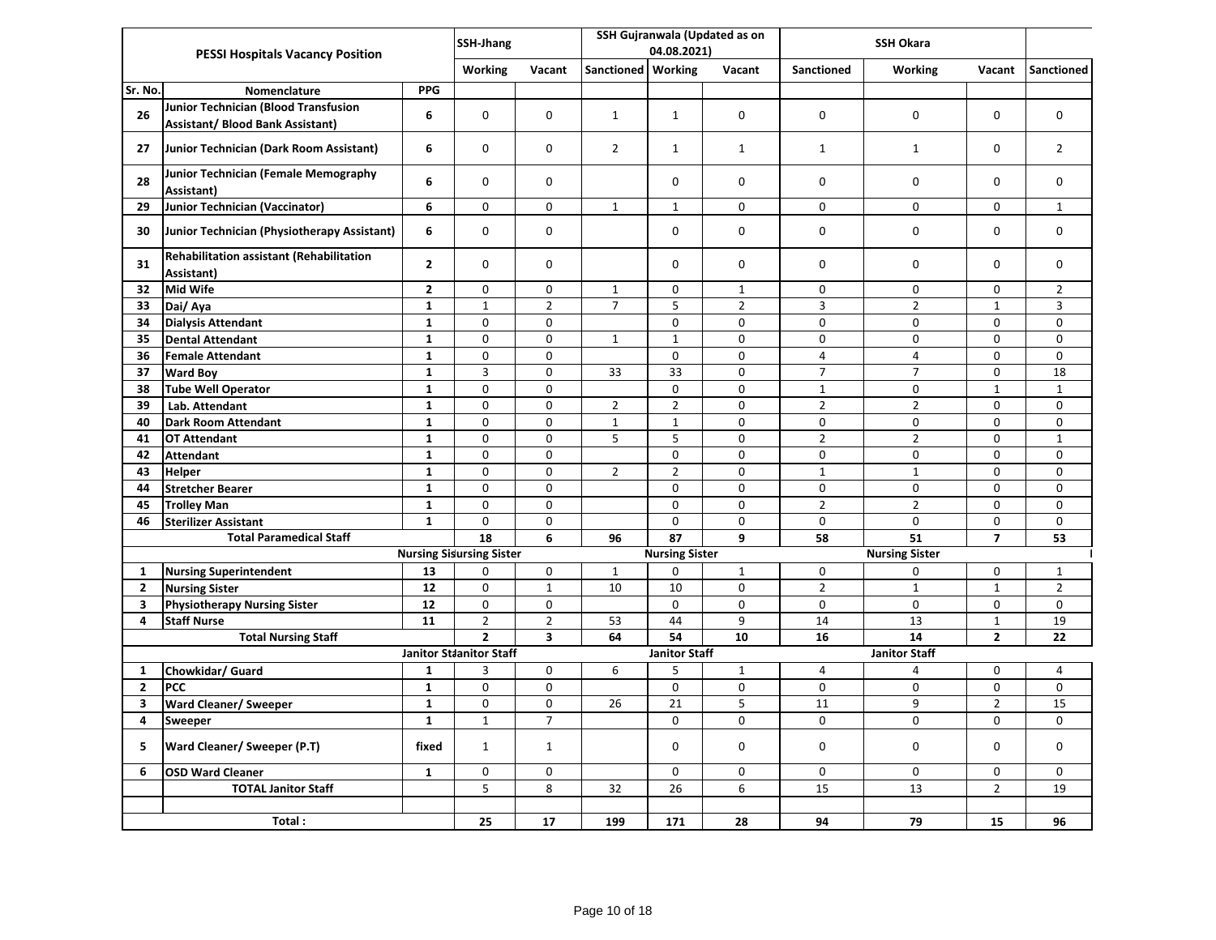| PESSI Hospitals Vacancy Position | | | SSH-Jhang | | SSH Gujranwala (Updated as on 04.08.2021) | | | SSH Okara | | | |
|---|---|---|---|---|---|---|---|---|---|---|---|
| | | | Working | Vacant | Sanctioned | Working | Vacant | Sanctioned | Working | Vacant | Sanctioned |
| Sr. No. | Nomenclature | PPG | | | | | | | | | |
| 26 | Junior Technician (Blood Transfusion Assistant/ Blood Bank Assistant) | 6 | 0 | 0 | 1 | 1 | 0 | 0 | 0 | 0 | 0 |
| 27 | Junior Technician (Dark Room Assistant) | 6 | 0 | 0 | 2 | 1 | 1 | 1 | 1 | 0 | 2 |
| 28 | Junior Technician (Female Memography Assistant) | 6 | 0 | 0 | | 0 | 0 | 0 | 0 | 0 | 0 |
| 29 | Junior Technician (Vaccinator) | 6 | 0 | 0 | 1 | 1 | 0 | 0 | 0 | 0 | 1 |
| 30 | Junior Technician (Physiotherapy Assistant) | 6 | 0 | 0 | | 0 | 0 | 0 | 0 | 0 | 0 |
| 31 | Rehabilitation assistant (Rehabilitation Assistant) | 2 | 0 | 0 | | 0 | 0 | 0 | 0 | 0 | 0 |
| 32 | Mid Wife | 2 | 0 | 0 | 1 | 0 | 1 | 0 | 0 | 0 | 2 |
| 33 | Dai/ Aya | 1 | 1 | 2 | 7 | 5 | 2 | 3 | 2 | 1 | 3 |
| 34 | Dialysis Attendant | 1 | 0 | 0 | | 0 | 0 | 0 | 0 | 0 | 0 |
| 35 | Dental Attendant | 1 | 0 | 0 | 1 | 1 | 0 | 0 | 0 | 0 | 0 |
| 36 | Female Attendant | 1 | 0 | 0 | | 0 | 0 | 4 | 4 | 0 | 0 |
| 37 | Ward Boy | 1 | 3 | 0 | 33 | 33 | 0 | 7 | 7 | 0 | 18 |
| 38 | Tube Well Operator | 1 | 0 | 0 | | 0 | 0 | 1 | 0 | 1 | 1 |
| 39 | Lab. Attendant | 1 | 0 | 0 | 2 | 2 | 0 | 2 | 2 | 0 | 0 |
| 40 | Dark Room Attendant | 1 | 0 | 0 | 1 | 1 | 0 | 0 | 0 | 0 | 0 |
| 41 | OT Attendant | 1 | 0 | 0 | 5 | 5 | 0 | 2 | 2 | 0 | 1 |
| 42 | Attendant | 1 | 0 | 0 | | 0 | 0 | 0 | 0 | 0 | 0 |
| 43 | Helper | 1 | 0 | 0 | 2 | 2 | 0 | 1 | 1 | 0 | 0 |
| 44 | Stretcher Bearer | 1 | 0 | 0 | | 0 | 0 | 0 | 0 | 0 | 0 |
| 45 | Trolley Man | 1 | 0 | 0 | | 0 | 0 | 2 | 2 | 0 | 0 |
| 46 | Sterilizer Assistant | 1 | 0 | 0 | | 0 | 0 | 0 | 0 | 0 | 0 |
| | **Total Paramedical Staff** | | **18** | **6** | **96** | **87** | **9** | **58** | **51** | **7** | **53** |
| | | **Nursing Sister** | **Nursing Sister** | | | **Nursing Sister** | | | **Nursing Sister** | | |
| 1 | Nursing Superintendent | 13 | 0 | 0 | 1 | 0 | 1 | 0 | 0 | 0 | 1 |
| 2 | Nursing Sister | 12 | 0 | 1 | 10 | 10 | 0 | 2 | 1 | 1 | 2 |
| 3 | Physiotherapy Nursing Sister | 12 | 0 | 0 | | 0 | 0 | 0 | 0 | 0 | 0 |
| 4 | Staff Nurse | 11 | 2 | 2 | 53 | 44 | 9 | 14 | 13 | 1 | 19 |
| | **Total Nursing Staff** | | **2** | **3** | **64** | **54** | **10** | **16** | **14** | **2** | **22** |
| | | **Janitor Staff** | **Janitor Staff** | | | **Janitor Staff** | | | **Janitor Staff** | | |
| 1 | Chowkidar/ Guard | 1 | 3 | 0 | 6 | 5 | 1 | 4 | 4 | 0 | 4 |
| 2 | PCC | 1 | 0 | 0 | | 0 | 0 | 0 | 0 | 0 | 0 |
| 3 | Ward Cleaner/ Sweeper | 1 | 0 | 0 | 26 | 21 | 5 | 11 | 9 | 2 | 15 |
| 4 | Sweeper | 1 | 1 | 7 | | 0 | 0 | 0 | 0 | 0 | 0 |
| 5 | Ward Cleaner/ Sweeper (P.T) | fixed | 1 | 1 | | 0 | 0 | 0 | 0 | 0 | 0 |
| 6 | OSD Ward Cleaner | 1 | 0 | 0 | | 0 | 0 | 0 | 0 | 0 | 0 |
| | **TOTAL Janitor Staff** | | 5 | 8 | 32 | 26 | 6 | 15 | 13 | 2 | 19 |
| | | | | | | | | | | | |
| | **Total :** | | **25** | **17** | **199** | **171** | **28** | **94** | **79** | **15** | **96** |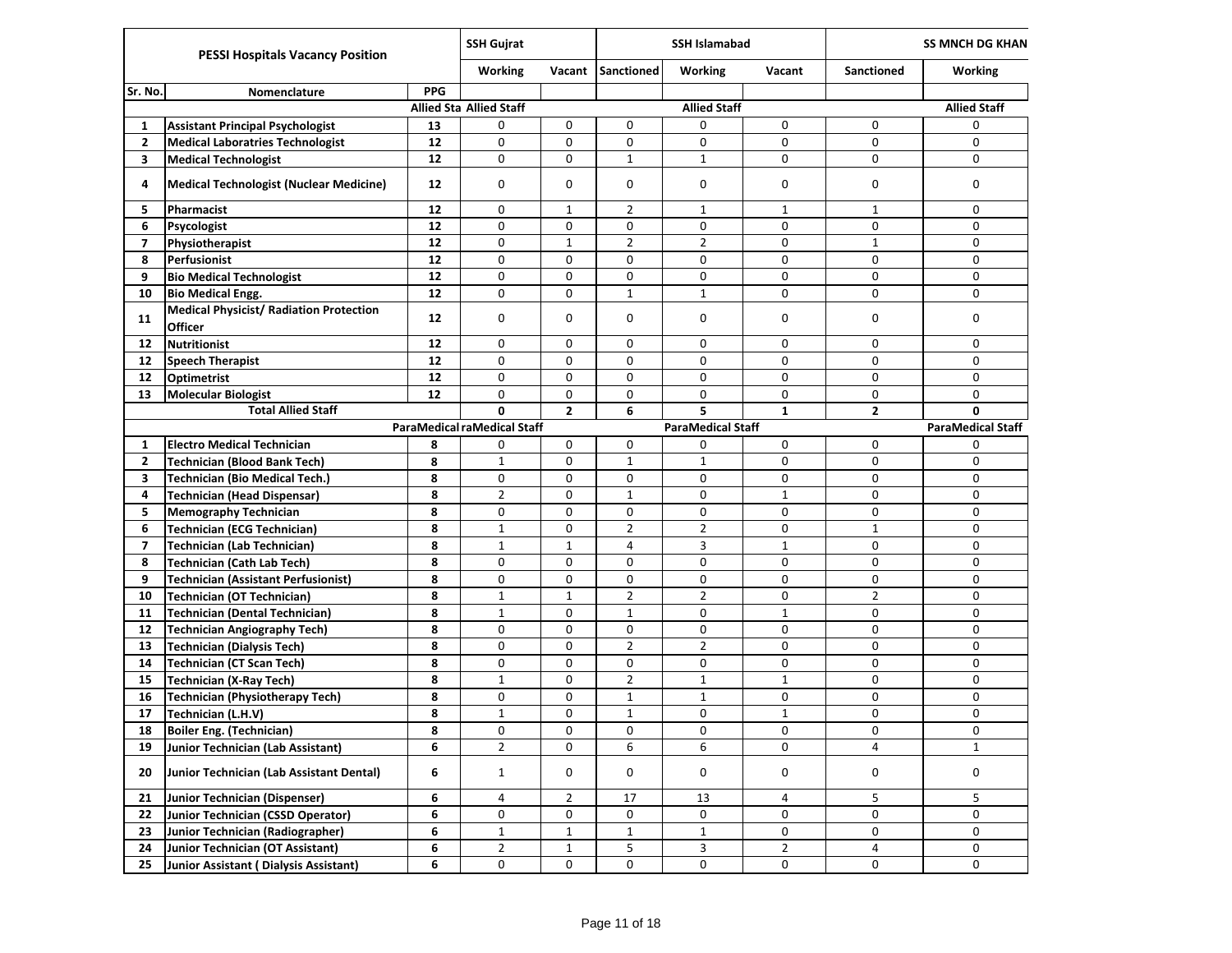| PESSI Hospitals Vacancy Position | | | SSH Gujrat | | SSH Islamabad | | | SS MNCH DG KHAN | |
|---|---|---|---|---|---|---|---|---|---|
| | | | Working | Vacant | Sanctioned | Working | Vacant | Sanctioned | Working |
| Sr. No. | Nomenclature | PPG | | | | | | | |
| | | | Allied Sta Allied Staff | | | Allied Staff | | | Allied Staff |
| 1 | Assistant Principal Psychologist | 13 | 0 | 0 | 0 | 0 | 0 | 0 | 0 |
| 2 | Medical Laboratries Technologist | 12 | 0 | 0 | 0 | 0 | 0 | 0 | 0 |
| 3 | Medical Technologist | 12 | 0 | 0 | 1 | 1 | 0 | 0 | 0 |
| 4 | Medical Technologist (Nuclear Medicine) | 12 | 0 | 0 | 0 | 0 | 0 | 0 | 0 |
| 5 | Pharmacist | 12 | 0 | 1 | 2 | 1 | 1 | 1 | 0 |
| 6 | Psycologist | 12 | 0 | 0 | 0 | 0 | 0 | 0 | 0 |
| 7 | Physiotherapist | 12 | 0 | 1 | 2 | 2 | 0 | 1 | 0 |
| 8 | Perfusionist | 12 | 0 | 0 | 0 | 0 | 0 | 0 | 0 |
| 9 | Bio Medical Technologist | 12 | 0 | 0 | 0 | 0 | 0 | 0 | 0 |
| 10 | Bio Medical Engg. | 12 | 0 | 0 | 1 | 1 | 0 | 0 | 0 |
| 11 | Medical Physicist/ Radiation Protection Officer | 12 | 0 | 0 | 0 | 0 | 0 | 0 | 0 |
| 12 | Nutritionist | 12 | 0 | 0 | 0 | 0 | 0 | 0 | 0 |
| 12 | Speech Therapist | 12 | 0 | 0 | 0 | 0 | 0 | 0 | 0 |
| 12 | Optimetrist | 12 | 0 | 0 | 0 | 0 | 0 | 0 | 0 |
| 13 | Molecular Biologist | 12 | 0 | 0 | 0 | 0 | 0 | 0 | 0 |
| | Total Allied Staff | | 0 | 2 | 6 | 5 | 1 | 2 | 0 |
| | | | ParaMedical raMedical Staff | | | ParaMedical Staff | | | ParaMedical Staff |
| 1 | Electro Medical Technician | 8 | 0 | 0 | 0 | 0 | 0 | 0 | 0 |
| 2 | Technician (Blood Bank Tech) | 8 | 1 | 0 | 1 | 1 | 0 | 0 | 0 |
| 3 | Technician (Bio Medical Tech.) | 8 | 0 | 0 | 0 | 0 | 0 | 0 | 0 |
| 4 | Technician (Head Dispensar) | 8 | 2 | 0 | 1 | 0 | 1 | 0 | 0 |
| 5 | Memography Technician | 8 | 0 | 0 | 0 | 0 | 0 | 0 | 0 |
| 6 | Technician (ECG Technician) | 8 | 1 | 0 | 2 | 2 | 0 | 1 | 0 |
| 7 | Technician (Lab Technician) | 8 | 1 | 1 | 4 | 3 | 1 | 0 | 0 |
| 8 | Technician (Cath Lab Tech) | 8 | 0 | 0 | 0 | 0 | 0 | 0 | 0 |
| 9 | Technician (Assistant Perfusionist) | 8 | 0 | 0 | 0 | 0 | 0 | 0 | 0 |
| 10 | Technician (OT Technician) | 8 | 1 | 1 | 2 | 2 | 0 | 2 | 0 |
| 11 | Technician (Dental Technician) | 8 | 1 | 0 | 1 | 0 | 1 | 0 | 0 |
| 12 | Technician Angiography Tech) | 8 | 0 | 0 | 0 | 0 | 0 | 0 | 0 |
| 13 | Technician (Dialysis Tech) | 8 | 0 | 0 | 2 | 2 | 0 | 0 | 0 |
| 14 | Technician (CT Scan Tech) | 8 | 0 | 0 | 0 | 0 | 0 | 0 | 0 |
| 15 | Technician (X-Ray Tech) | 8 | 1 | 0 | 2 | 1 | 1 | 0 | 0 |
| 16 | Technician (Physiotherapy Tech) | 8 | 0 | 0 | 1 | 1 | 0 | 0 | 0 |
| 17 | Technician (L.H.V) | 8 | 1 | 0 | 1 | 0 | 1 | 0 | 0 |
| 18 | Boiler Eng. (Technician) | 8 | 0 | 0 | 0 | 0 | 0 | 0 | 0 |
| 19 | Junior Technician (Lab Assistant) | 6 | 2 | 0 | 6 | 6 | 0 | 4 | 1 |
| 20 | Junior Technician (Lab Assistant Dental) | 6 | 1 | 0 | 0 | 0 | 0 | 0 | 0 |
| 21 | Junior Technician (Dispenser) | 6 | 4 | 2 | 17 | 13 | 4 | 5 | 5 |
| 22 | Junior Technician (CSSD Operator) | 6 | 0 | 0 | 0 | 0 | 0 | 0 | 0 |
| 23 | Junior Technician (Radiographer) | 6 | 1 | 1 | 1 | 1 | 0 | 0 | 0 |
| 24 | Junior Technician (OT Assistant) | 6 | 2 | 1 | 5 | 3 | 2 | 4 | 0 |
| 25 | Junior Assistant ( Dialysis Assistant) | 6 | 0 | 0 | 0 | 0 | 0 | 0 | 0 |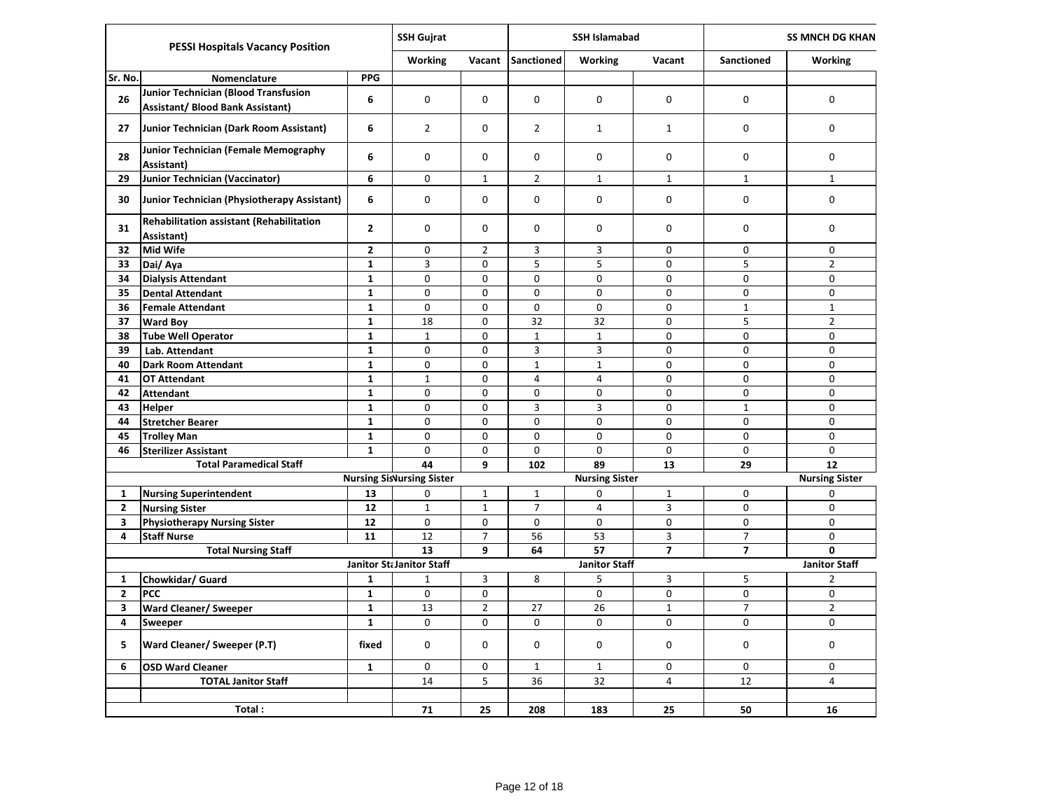| PESSI Hospitals Vacancy Position | | | SSH Gujrat | | SSH Islamabad | | | SS MNCH DG KHAN | |
|---|---|---|---|---|---|---|---|---|---|
| | | | Working | Vacant | Sanctioned | Working | Vacant | Sanctioned | Working |
| Sr. No. | Nomenclature | PPG | | | | | | | |
| 26 | Junior Technician (Blood Transfusion Assistant/ Blood Bank Assistant) | 6 | 0 | 0 | 0 | 0 | 0 | 0 | 0 |
| 27 | Junior Technician (Dark Room Assistant) | 6 | 2 | 0 | 2 | 1 | 1 | 0 | 0 |
| 28 | Junior Technician (Female Memography Assistant) | 6 | 0 | 0 | 0 | 0 | 0 | 0 | 0 |
| 29 | Junior Technician (Vaccinator) | 6 | 0 | 1 | 2 | 1 | 1 | 1 | 1 |
| 30 | Junior Technician (Physiotherapy Assistant) | 6 | 0 | 0 | 0 | 0 | 0 | 0 | 0 |
| 31 | Rehabilitation assistant (Rehabilitation Assistant) | 2 | 0 | 0 | 0 | 0 | 0 | 0 | 0 |
| 32 | Mid Wife | 2 | 0 | 2 | 3 | 3 | 0 | 0 | 0 |
| 33 | Dai/ Aya | 1 | 3 | 0 | 5 | 5 | 0 | 5 | 2 |
| 34 | Dialysis Attendant | 1 | 0 | 0 | 0 | 0 | 0 | 0 | 0 |
| 35 | Dental Attendant | 1 | 0 | 0 | 0 | 0 | 0 | 0 | 0 |
| 36 | Female Attendant | 1 | 0 | 0 | 0 | 0 | 0 | 1 | 1 |
| 37 | Ward Boy | 1 | 18 | 0 | 32 | 32 | 0 | 5 | 2 |
| 38 | Tube Well Operator | 1 | 1 | 0 | 1 | 1 | 0 | 0 | 0 |
| 39 | Lab. Attendant | 1 | 0 | 0 | 3 | 3 | 0 | 0 | 0 |
| 40 | Dark Room Attendant | 1 | 0 | 0 | 1 | 1 | 0 | 0 | 0 |
| 41 | OT Attendant | 1 | 1 | 0 | 4 | 4 | 0 | 0 | 0 |
| 42 | Attendant | 1 | 0 | 0 | 0 | 0 | 0 | 0 | 0 |
| 43 | Helper | 1 | 0 | 0 | 3 | 3 | 0 | 1 | 0 |
| 44 | Stretcher Bearer | 1 | 0 | 0 | 0 | 0 | 0 | 0 | 0 |
| 45 | Trolley Man | 1 | 0 | 0 | 0 | 0 | 0 | 0 | 0 |
| 46 | Sterilizer Assistant | 1 | 0 | 0 | 0 | 0 | 0 | 0 | 0 |
| | **Total Paramedical Staff** | | **44** | **9** | **102** | **89** | **13** | **29** | **12** |
| | | **Nursing Sis** | **Nursing Sister** | | | **Nursing Sister** | | | **Nursing Sister** |
| 1 | Nursing Superintendent | 13 | 0 | 1 | 1 | 0 | 1 | 0 | 0 |
| 2 | Nursing Sister | 12 | 1 | 1 | 7 | 4 | 3 | 0 | 0 |
| 3 | Physiotherapy Nursing Sister | 12 | 0 | 0 | 0 | 0 | 0 | 0 | 0 |
| 4 | Staff Nurse | 11 | 12 | 7 | 56 | 53 | 3 | 7 | 0 |
| | **Total Nursing Staff** | | **13** | **9** | **64** | **57** | **7** | **7** | **0** |
| | | **Janitor St** | **Janitor Staff** | | | **Janitor Staff** | | | **Janitor Staff** |
| 1 | Chowkidar/ Guard | 1 | 1 | 3 | 8 | 5 | 3 | 5 | 2 |
| 2 | PCC | 1 | 0 | 0 | | 0 | 0 | 0 | 0 |
| 3 | Ward Cleaner/ Sweeper | 1 | 13 | 2 | 27 | 26 | 1 | 7 | 2 |
| 4 | Sweeper | 1 | 0 | 0 | 0 | 0 | 0 | 0 | 0 |
| 5 | Ward Cleaner/ Sweeper (P.T) | fixed | 0 | 0 | 0 | 0 | 0 | 0 | 0 |
| 6 | OSD Ward Cleaner | 1 | 0 | 0 | 1 | 1 | 0 | 0 | 0 |
| | **TOTAL Janitor Staff** | | 14 | 5 | 36 | 32 | 4 | 12 | 4 |
| | | | | | | | | | |
| | **Total :** | | **71** | **25** | **208** | **183** | **25** | **50** | **16** |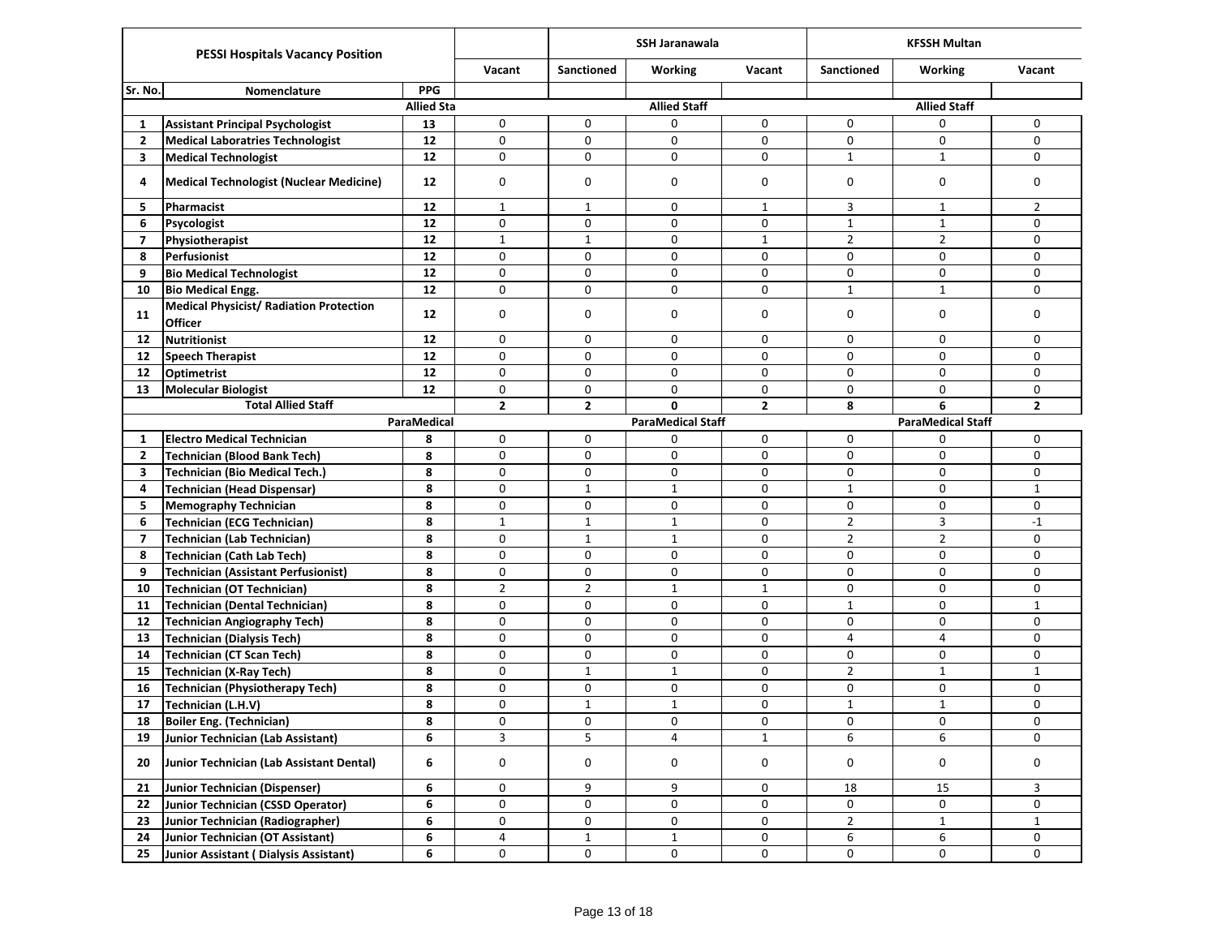| PESSI Hospitals Vacancy Position | | | | SSH Jaranawala | | | KFSSH Multan | | |
|---|---|---|---|---|---|---|---|---|---|
| | | | Vacant | Sanctioned | Working | Vacant | Sanctioned | Working | Vacant |
| Sr. No. | Nomenclature | PPG | | | | | | | |
| | | Allied Sta | | | Allied Staff | | | Allied Staff | |
| 1 | **Assistant Principal Psychologist** | 13 | 0 | 0 | 0 | 0 | 0 | 0 | 0 |
| 2 | **Medical Laboratries Technologist** | 12 | 0 | 0 | 0 | 0 | 0 | 0 | 0 |
| 3 | **Medical Technologist** | 12 | 0 | 0 | 0 | 0 | 1 | 1 | 0 |
| 4 | **Medical Technologist (Nuclear Medicine)** | 12 | 0 | 0 | 0 | 0 | 0 | 0 | 0 |
| 5 | **Pharmacist** | 12 | 1 | 1 | 0 | 1 | 3 | 1 | 2 |
| 6 | **Psycologist** | 12 | 0 | 0 | 0 | 0 | 1 | 1 | 0 |
| 7 | **Physiotherapist** | 12 | 1 | 1 | 0 | 1 | 2 | 2 | 0 |
| 8 | **Perfusionist** | 12 | 0 | 0 | 0 | 0 | 0 | 0 | 0 |
| 9 | **Bio Medical Technologist** | 12 | 0 | 0 | 0 | 0 | 0 | 0 | 0 |
| 10 | **Bio Medical Engg.** | 12 | 0 | 0 | 0 | 0 | 1 | 1 | 0 |
| 11 | **Medical Physicist/ Radiation Protection Officer** | 12 | 0 | 0 | 0 | 0 | 0 | 0 | 0 |
| 12 | **Nutritionist** | 12 | 0 | 0 | 0 | 0 | 0 | 0 | 0 |
| 12 | **Speech Therapist** | 12 | 0 | 0 | 0 | 0 | 0 | 0 | 0 |
| 12 | **Optimetrist** | 12 | 0 | 0 | 0 | 0 | 0 | 0 | 0 |
| 13 | **Molecular Biologist** | 12 | 0 | 0 | 0 | 0 | 0 | 0 | 0 |
| | **Total Allied Staff** | | **2** | **2** | **0** | **2** | **8** | **6** | **2** |
| | | ParaMedical | | | ParaMedical Staff | | | ParaMedical Staff | |
| 1 | **Electro Medical Technician** | 8 | 0 | 0 | 0 | 0 | 0 | 0 | 0 |
| 2 | **Technician (Blood Bank Tech)** | 8 | 0 | 0 | 0 | 0 | 0 | 0 | 0 |
| 3 | **Technician (Bio Medical Tech.)** | 8 | 0 | 0 | 0 | 0 | 0 | 0 | 0 |
| 4 | **Technician (Head Dispensar)** | 8 | 0 | 1 | 1 | 0 | 1 | 0 | 1 |
| 5 | **Memography Technician** | 8 | 0 | 0 | 0 | 0 | 0 | 0 | 0 |
| 6 | **Technician (ECG Technician)** | 8 | 1 | 1 | 1 | 0 | 2 | 3 | -1 |
| 7 | **Technician (Lab Technician)** | 8 | 0 | 1 | 1 | 0 | 2 | 2 | 0 |
| 8 | **Technician (Cath Lab Tech)** | 8 | 0 | 0 | 0 | 0 | 0 | 0 | 0 |
| 9 | **Technician (Assistant Perfusionist)** | 8 | 0 | 0 | 0 | 0 | 0 | 0 | 0 |
| 10 | **Technician (OT Technician)** | 8 | 2 | 2 | 1 | 1 | 0 | 0 | 0 |
| 11 | **Technician (Dental Technician)** | 8 | 0 | 0 | 0 | 0 | 1 | 0 | 1 |
| 12 | **Technician Angiography Tech)** | 8 | 0 | 0 | 0 | 0 | 0 | 0 | 0 |
| 13 | **Technician (Dialysis Tech)** | 8 | 0 | 0 | 0 | 0 | 4 | 4 | 0 |
| 14 | **Technician (CT Scan Tech)** | 8 | 0 | 0 | 0 | 0 | 0 | 0 | 0 |
| 15 | **Technician (X-Ray Tech)** | 8 | 0 | 1 | 1 | 0 | 2 | 1 | 1 |
| 16 | **Technician (Physiotherapy Tech)** | 8 | 0 | 0 | 0 | 0 | 0 | 0 | 0 |
| 17 | **Technician (L.H.V)** | 8 | 0 | 1 | 1 | 0 | 1 | 1 | 0 |
| 18 | **Boiler Eng. (Technician)** | 8 | 0 | 0 | 0 | 0 | 0 | 0 | 0 |
| 19 | **Junior Technician (Lab Assistant)** | 6 | 3 | 5 | 4 | 1 | 6 | 6 | 0 |
| 20 | **Junior Technician (Lab Assistant Dental)** | 6 | 0 | 0 | 0 | 0 | 0 | 0 | 0 |
| 21 | **Junior Technician (Dispenser)** | 6 | 0 | 9 | 9 | 0 | 18 | 15 | 3 |
| 22 | **Junior Technician (CSSD Operator)** | 6 | 0 | 0 | 0 | 0 | 0 | 0 | 0 |
| 23 | **Junior Technician (Radiographer)** | 6 | 0 | 0 | 0 | 0 | 2 | 1 | 1 |
| 24 | **Junior Technician (OT Assistant)** | 6 | 4 | 1 | 1 | 0 | 6 | 6 | 0 |
| 25 | **Junior Assistant ( Dialysis Assistant)** | 6 | 0 | 0 | 0 | 0 | 0 | 0 | 0 |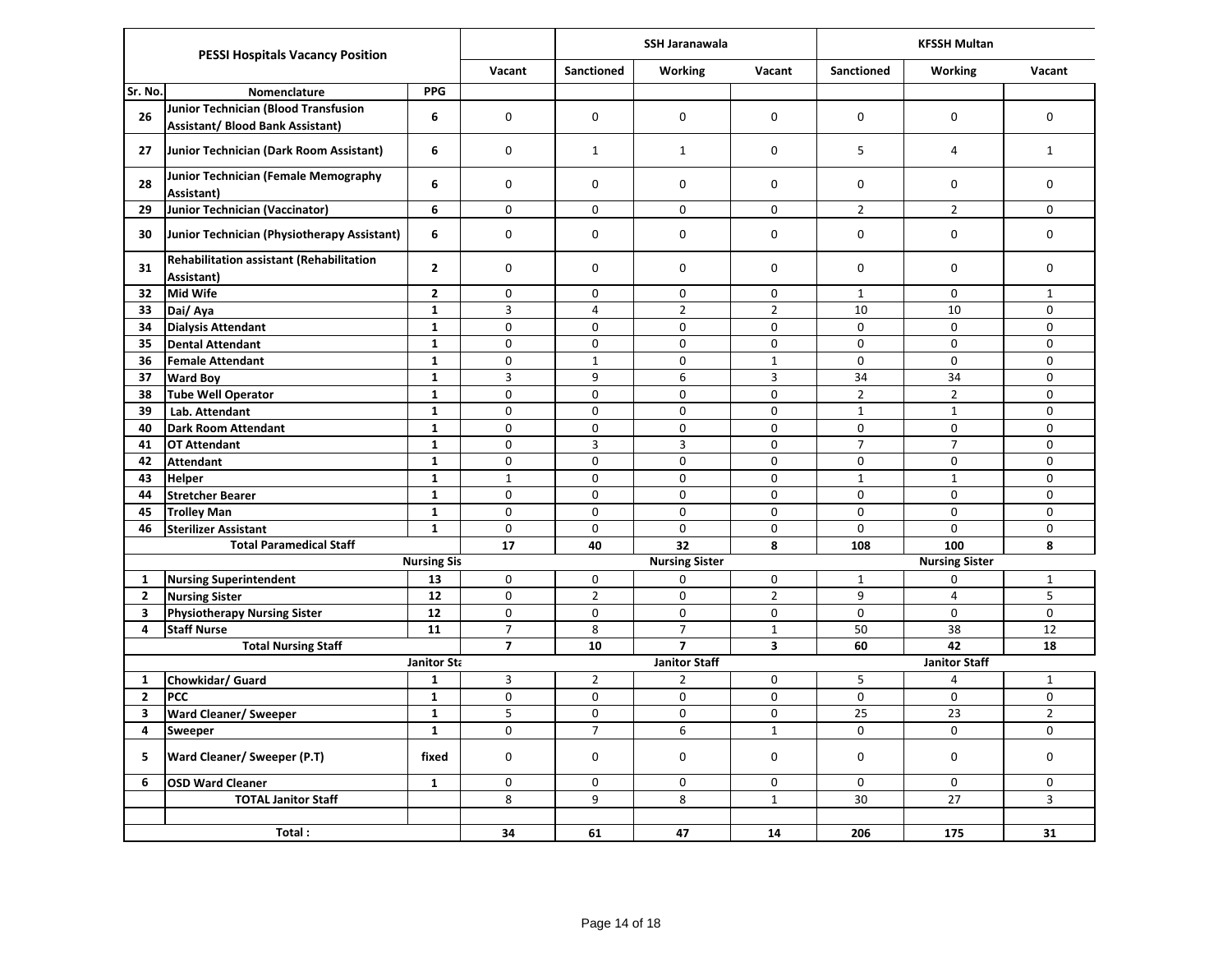| PESSI Hospitals Vacancy Position | | | | SSH Jaranawala | | | KFSSH Multan | | |
|---|---|---|---|---|---|---|---|---|---|
| | | | Vacant | Sanctioned | Working | Vacant | Sanctioned | Working | Vacant |
| Sr. No. | Nomenclature | PPG | | | | | | | |
| 26 | Junior Technician (Blood Transfusion Assistant/ Blood Bank Assistant) | 6 | 0 | 0 | 0 | 0 | 0 | 0 | 0 |
| 27 | Junior Technician (Dark Room Assistant) | 6 | 0 | 1 | 1 | 0 | 5 | 4 | 1 |
| 28 | Junior Technician (Female Memography Assistant) | 6 | 0 | 0 | 0 | 0 | 0 | 0 | 0 |
| 29 | Junior Technician (Vaccinator) | 6 | 0 | 0 | 0 | 0 | 2 | 2 | 0 |
| 30 | Junior Technician (Physiotherapy Assistant) | 6 | 0 | 0 | 0 | 0 | 0 | 0 | 0 |
| 31 | Rehabilitation assistant (Rehabilitation Assistant) | 2 | 0 | 0 | 0 | 0 | 0 | 0 | 0 |
| 32 | Mid Wife | 2 | 0 | 0 | 0 | 0 | 1 | 0 | 1 |
| 33 | Dai/ Aya | 1 | 3 | 4 | 2 | 2 | 10 | 10 | 0 |
| 34 | Dialysis Attendant | 1 | 0 | 0 | 0 | 0 | 0 | 0 | 0 |
| 35 | Dental Attendant | 1 | 0 | 0 | 0 | 0 | 0 | 0 | 0 |
| 36 | Female Attendant | 1 | 0 | 1 | 0 | 1 | 0 | 0 | 0 |
| 37 | Ward Boy | 1 | 3 | 9 | 6 | 3 | 34 | 34 | 0 |
| 38 | Tube Well Operator | 1 | 0 | 0 | 0 | 0 | 2 | 2 | 0 |
| 39 | Lab. Attendant | 1 | 0 | 0 | 0 | 0 | 1 | 1 | 0 |
| 40 | Dark Room Attendant | 1 | 0 | 0 | 0 | 0 | 0 | 0 | 0 |
| 41 | OT Attendant | 1 | 0 | 3 | 3 | 0 | 7 | 7 | 0 |
| 42 | Attendant | 1 | 0 | 0 | 0 | 0 | 0 | 0 | 0 |
| 43 | Helper | 1 | 1 | 0 | 0 | 0 | 1 | 1 | 0 |
| 44 | Stretcher Bearer | 1 | 0 | 0 | 0 | 0 | 0 | 0 | 0 |
| 45 | Trolley Man | 1 | 0 | 0 | 0 | 0 | 0 | 0 | 0 |
| 46 | Sterilizer Assistant | 1 | 0 | 0 | 0 | 0 | 0 | 0 | 0 |
| | **Total Paramedical Staff** | | **17** | **40** | **32** | **8** | **108** | **100** | **8** |
| | | Nursing Sis | | | Nursing Sister | | | Nursing Sister | |
| 1 | Nursing Superintendent | 13 | 0 | 0 | 0 | 0 | 1 | 0 | 1 |
| 2 | Nursing Sister | 12 | 0 | 2 | 0 | 2 | 9 | 4 | 5 |
| 3 | Physiotherapy Nursing Sister | 12 | 0 | 0 | 0 | 0 | 0 | 0 | 0 |
| 4 | Staff Nurse | 11 | 7 | 8 | 7 | 1 | 50 | 38 | 12 |
| | **Total Nursing Staff** | | **7** | **10** | **7** | **3** | **60** | **42** | **18** |
| | | Janitor Sta | | | Janitor Staff | | | Janitor Staff | |
| 1 | Chowkidar/ Guard | 1 | 3 | 2 | 2 | 0 | 5 | 4 | 1 |
| 2 | PCC | 1 | 0 | 0 | 0 | 0 | 0 | 0 | 0 |
| 3 | Ward Cleaner/ Sweeper | 1 | 5 | 0 | 0 | 0 | 25 | 23 | 2 |
| 4 | Sweeper | 1 | 0 | 7 | 6 | 1 | 0 | 0 | 0 |
| 5 | Ward Cleaner/ Sweeper (P.T) | fixed | 0 | 0 | 0 | 0 | 0 | 0 | 0 |
| 6 | OSD Ward Cleaner | 1 | 0 | 0 | 0 | 0 | 0 | 0 | 0 |
| | **TOTAL Janitor Staff** | | 8 | 9 | 8 | 1 | 30 | 27 | 3 |
| | | | | | | | | | |
| | **Total :** | | **34** | **61** | **47** | **14** | **206** | **175** | **31** |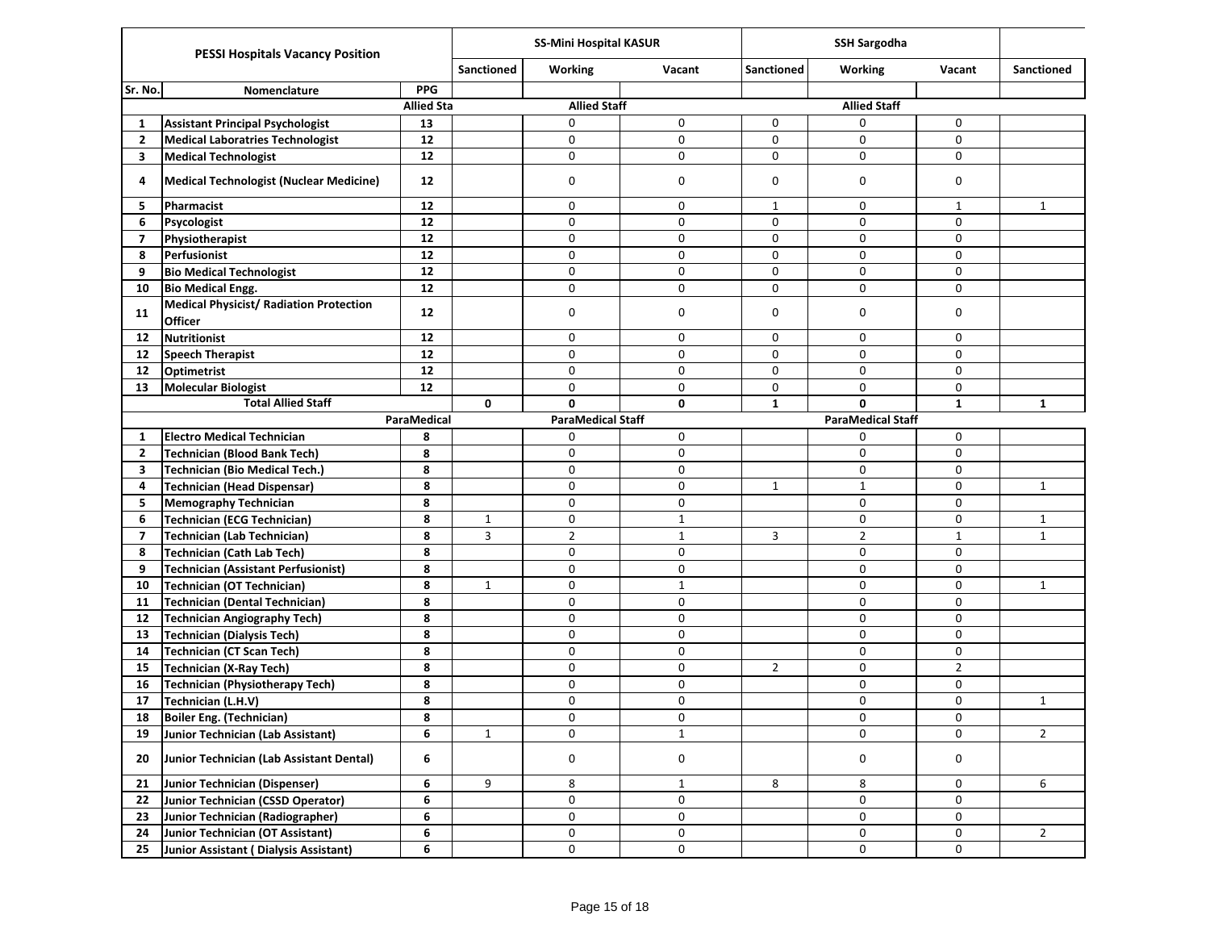| PESSI Hospitals Vacancy Position | | | SS-Mini Hospital KASUR | | | SSH Sargodha | | | |
|---|---|---|---|---|---|---|---|---|---|
| | | | Sanctioned | Working | Vacant | Sanctioned | Working | Vacant | Sanctioned |
| Sr. No. | Nomenclature | PPG | | | | | | | |
| | | Allied Sta | | Allied Staff | | | Allied Staff | | |
| 1 | Assistant Principal Psychologist | 13 | | 0 | 0 | 0 | 0 | 0 | |
| 2 | Medical Laboratries Technologist | 12 | | 0 | 0 | 0 | 0 | 0 | |
| 3 | Medical Technologist | 12 | | 0 | 0 | 0 | 0 | 0 | |
| 4 | Medical Technologist (Nuclear Medicine) | 12 | | 0 | 0 | 0 | 0 | 0 | |
| 5 | Pharmacist | 12 | | 0 | 0 | 1 | 0 | 1 | 1 |
| 6 | Psycologist | 12 | | 0 | 0 | 0 | 0 | 0 | |
| 7 | Physiotherapist | 12 | | 0 | 0 | 0 | 0 | 0 | |
| 8 | Perfusionist | 12 | | 0 | 0 | 0 | 0 | 0 | |
| 9 | Bio Medical Technologist | 12 | | 0 | 0 | 0 | 0 | 0 | |
| 10 | Bio Medical Engg. | 12 | | 0 | 0 | 0 | 0 | 0 | |
| 11 | Medical Physicist/ Radiation Protection Officer | 12 | | 0 | 0 | 0 | 0 | 0 | |
| 12 | Nutritionist | 12 | | 0 | 0 | 0 | 0 | 0 | |
| 12 | Speech Therapist | 12 | | 0 | 0 | 0 | 0 | 0 | |
| 12 | Optimetrist | 12 | | 0 | 0 | 0 | 0 | 0 | |
| 13 | Molecular Biologist | 12 | | 0 | 0 | 0 | 0 | 0 | |
| | Total Allied Staff | | 0 | 0 | 0 | 1 | 0 | 1 | 1 |
| | | ParaMedical | | ParaMedical Staff | | | ParaMedical Staff | | |
| 1 | Electro Medical Technician | 8 | | 0 | 0 | | 0 | 0 | |
| 2 | Technician (Blood Bank Tech) | 8 | | 0 | 0 | | 0 | 0 | |
| 3 | Technician (Bio Medical Tech.) | 8 | | 0 | 0 | | 0 | 0 | |
| 4 | Technician (Head Dispensar) | 8 | | 0 | 0 | 1 | 1 | 0 | 1 |
| 5 | Memography Technician | 8 | | 0 | 0 | | 0 | 0 | |
| 6 | Technician (ECG Technician) | 8 | 1 | 0 | 1 | | 0 | 0 | 1 |
| 7 | Technician (Lab Technician) | 8 | 3 | 2 | 1 | 3 | 2 | 1 | 1 |
| 8 | Technician (Cath Lab Tech) | 8 | | 0 | 0 | | 0 | 0 | |
| 9 | Technician (Assistant Perfusionist) | 8 | | 0 | 0 | | 0 | 0 | |
| 10 | Technician (OT Technician) | 8 | 1 | 0 | 1 | | 0 | 0 | 1 |
| 11 | Technician (Dental Technician) | 8 | | 0 | 0 | | 0 | 0 | |
| 12 | Technician Angiography Tech) | 8 | | 0 | 0 | | 0 | 0 | |
| 13 | Technician (Dialysis Tech) | 8 | | 0 | 0 | | 0 | 0 | |
| 14 | Technician (CT Scan Tech) | 8 | | 0 | 0 | | 0 | 0 | |
| 15 | Technician (X-Ray Tech) | 8 | | 0 | 0 | 2 | 0 | 2 | |
| 16 | Technician (Physiotherapy Tech) | 8 | | 0 | 0 | | 0 | 0 | |
| 17 | Technician (L.H.V) | 8 | | 0 | 0 | | 0 | 0 | 1 |
| 18 | Boiler Eng. (Technician) | 8 | | 0 | 0 | | 0 | 0 | |
| 19 | Junior Technician (Lab Assistant) | 6 | 1 | 0 | 1 | | 0 | 0 | 2 |
| 20 | Junior Technician (Lab Assistant Dental) | 6 | | 0 | 0 | | 0 | 0 | |
| 21 | Junior Technician (Dispenser) | 6 | 9 | 8 | 1 | 8 | 8 | 0 | 6 |
| 22 | Junior Technician (CSSD Operator) | 6 | | 0 | 0 | | 0 | 0 | |
| 23 | Junior Technician (Radiographer) | 6 | | 0 | 0 | | 0 | 0 | |
| 24 | Junior Technician (OT Assistant) | 6 | | 0 | 0 | | 0 | 0 | 2 |
| 25 | Junior Assistant ( Dialysis Assistant) | 6 | | 0 | 0 | | 0 | 0 | |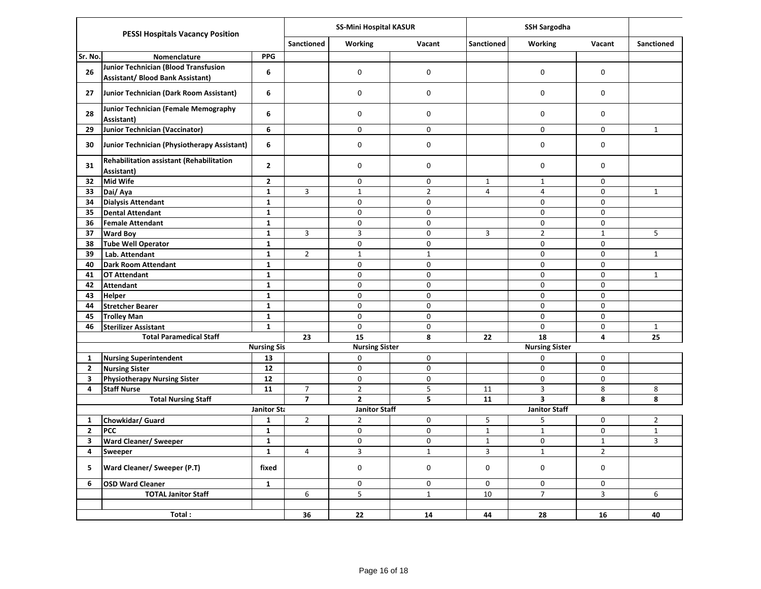| PESSI Hospitals Vacancy Position | | | SS-Mini Hospital KASUR | | | SSH Sargodha | | | |
|---|---|---|---|---|---|---|---|---|---|
| | | | Sanctioned | Working | Vacant | Sanctioned | Working | Vacant | Sanctioned |
| Sr. No. | Nomenclature | PPG | | | | | | | |
| 26 | Junior Technician (Blood Transfusion Assistant/ Blood Bank Assistant) | 6 | | 0 | 0 | | 0 | 0 | |
| 27 | Junior Technician (Dark Room Assistant) | 6 | | 0 | 0 | | 0 | 0 | |
| 28 | Junior Technician (Female Memography Assistant) | 6 | | 0 | 0 | | 0 | 0 | |
| 29 | Junior Technician (Vaccinator) | 6 | | 0 | 0 | | 0 | 0 | 1 |
| 30 | Junior Technician (Physiotherapy Assistant) | 6 | | 0 | 0 | | 0 | 0 | |
| 31 | Rehabilitation assistant (Rehabilitation Assistant) | 2 | | 0 | 0 | | 0 | 0 | |
| 32 | Mid Wife | 2 | | 0 | 0 | 1 | 1 | 0 | |
| 33 | Dai/ Aya | 1 | 3 | 1 | 2 | 4 | 4 | 0 | 1 |
| 34 | Dialysis Attendant | 1 | | 0 | 0 | | 0 | 0 | |
| 35 | Dental Attendant | 1 | | 0 | 0 | | 0 | 0 | |
| 36 | Female Attendant | 1 | | 0 | 0 | | 0 | 0 | |
| 37 | Ward Boy | 1 | 3 | 3 | 0 | 3 | 2 | 1 | 5 |
| 38 | Tube Well Operator | 1 | | 0 | 0 | | 0 | 0 | |
| 39 | Lab. Attendant | 1 | 2 | 1 | 1 | | 0 | 0 | 1 |
| 40 | Dark Room Attendant | 1 | | 0 | 0 | | 0 | 0 | |
| 41 | OT Attendant | 1 | | 0 | 0 | | 0 | 0 | 1 |
| 42 | Attendant | 1 | | 0 | 0 | | 0 | 0 | |
| 43 | Helper | 1 | | 0 | 0 | | 0 | 0 | |
| 44 | Stretcher Bearer | 1 | | 0 | 0 | | 0 | 0 | |
| 45 | Trolley Man | 1 | | 0 | 0 | | 0 | 0 | |
| 46 | Sterilizer Assistant | 1 | | 0 | 0 | | 0 | 0 | 1 |
| | **Total Paramedical Staff** | | **23** | **15** | **8** | **22** | **18** | **4** | **25** |
| | | **Nursing Sis** | | **Nursing Sister** | | | **Nursing Sister** | | |
| 1 | Nursing Superintendent | 13 | | 0 | 0 | | 0 | 0 | |
| 2 | Nursing Sister | 12 | | 0 | 0 | | 0 | 0 | |
| 3 | Physiotherapy Nursing Sister | 12 | | 0 | 0 | | 0 | 0 | |
| 4 | Staff Nurse | 11 | 7 | 2 | 5 | 11 | 3 | 8 | 8 |
| | **Total Nursing Staff** | | **7** | **2** | **5** | **11** | **3** | **8** | **8** |
| | | **Janitor Sta** | | **Janitor Staff** | | | **Janitor Staff** | | |
| 1 | Chowkidar/ Guard | 1 | 2 | 2 | 0 | 5 | 5 | 0 | 2 |
| 2 | PCC | 1 | | 0 | 0 | 1 | 1 | 0 | 1 |
| 3 | Ward Cleaner/ Sweeper | 1 | | 0 | 0 | 1 | 0 | 1 | 3 |
| 4 | Sweeper | 1 | 4 | 3 | 1 | 3 | 1 | 2 | |
| 5 | Ward Cleaner/ Sweeper (P.T) | fixed | | 0 | 0 | 0 | 0 | 0 | |
| 6 | OSD Ward Cleaner | 1 | | 0 | 0 | 0 | 0 | 0 | |
| | **TOTAL Janitor Staff** | | 6 | 5 | 1 | 10 | 7 | 3 | 6 |
| | | | | | | | | | |
| | **Total :** | | **36** | **22** | **14** | **44** | **28** | **16** | **40** |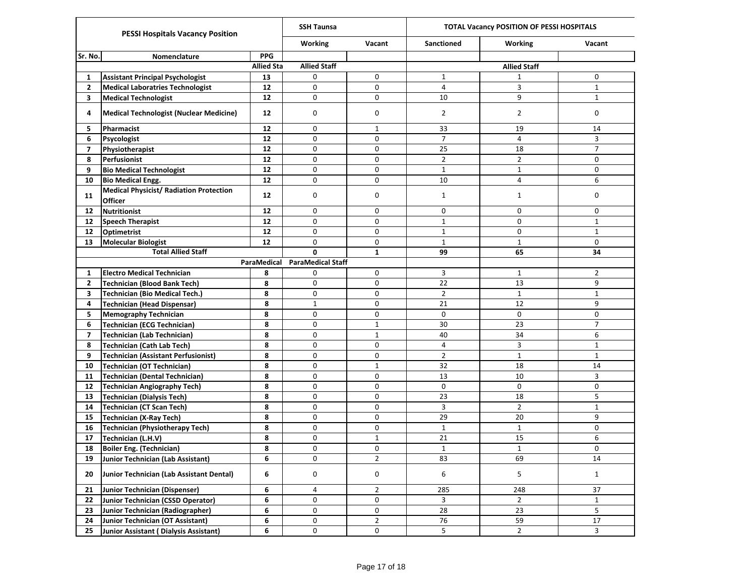| PESSI Hospitals Vacancy Position | | | SSH Taunsa | | TOTAL Vacancy POSITION OF PESSI HOSPITALS | | |
|---|---|---|---|---|---|---|---|
| | | | Working | Vacant | Sanctioned | Working | Vacant |
| Sr. No. | Nomenclature | PPG | | | | | |
| | | Allied Sta | Allied Staff | | | Allied Staff | |
| 1 | Assistant Principal Psychologist | 13 | 0 | 0 | 1 | 1 | 0 |
| 2 | Medical Laboratries Technologist | 12 | 0 | 0 | 4 | 3 | 1 |
| 3 | Medical Technologist | 12 | 0 | 0 | 10 | 9 | 1 |
| 4 | Medical Technologist (Nuclear Medicine) | 12 | 0 | 0 | 2 | 2 | 0 |
| 5 | Pharmacist | 12 | 0 | 1 | 33 | 19 | 14 |
| 6 | Psycologist | 12 | 0 | 0 | 7 | 4 | 3 |
| 7 | Physiotherapist | 12 | 0 | 0 | 25 | 18 | 7 |
| 8 | Perfusionist | 12 | 0 | 0 | 2 | 2 | 0 |
| 9 | Bio Medical Technologist | 12 | 0 | 0 | 1 | 1 | 0 |
| 10 | Bio Medical Engg. | 12 | 0 | 0 | 10 | 4 | 6 |
| 11 | Medical Physicist/ Radiation Protection Officer | 12 | 0 | 0 | 1 | 1 | 0 |
| 12 | Nutritionist | 12 | 0 | 0 | 0 | 0 | 0 |
| 12 | Speech Therapist | 12 | 0 | 0 | 1 | 0 | 1 |
| 12 | Optimetrist | 12 | 0 | 0 | 1 | 0 | 1 |
| 13 | Molecular Biologist | 12 | 0 | 0 | 1 | 1 | 0 |
| | Total Allied Staff | | 0 | 1 | 99 | 65 | 34 |
| | | ParaMedical | ParaMedical Staff | | | | |
| 1 | Electro Medical Technician | 8 | 0 | 0 | 3 | 1 | 2 |
| 2 | Technician (Blood Bank Tech) | 8 | 0 | 0 | 22 | 13 | 9 |
| 3 | Technician (Bio Medical Tech.) | 8 | 0 | 0 | 2 | 1 | 1 |
| 4 | Technician (Head Dispensar) | 8 | 1 | 0 | 21 | 12 | 9 |
| 5 | Memography Technician | 8 | 0 | 0 | 0 | 0 | 0 |
| 6 | Technician (ECG Technician) | 8 | 0 | 1 | 30 | 23 | 7 |
| 7 | Technician (Lab Technician) | 8 | 0 | 1 | 40 | 34 | 6 |
| 8 | Technician (Cath Lab Tech) | 8 | 0 | 0 | 4 | 3 | 1 |
| 9 | Technician (Assistant Perfusionist) | 8 | 0 | 0 | 2 | 1 | 1 |
| 10 | Technician (OT Technician) | 8 | 0 | 1 | 32 | 18 | 14 |
| 11 | Technician (Dental Technician) | 8 | 0 | 0 | 13 | 10 | 3 |
| 12 | Technician Angiography Tech) | 8 | 0 | 0 | 0 | 0 | 0 |
| 13 | Technician (Dialysis Tech) | 8 | 0 | 0 | 23 | 18 | 5 |
| 14 | Technician (CT Scan Tech) | 8 | 0 | 0 | 3 | 2 | 1 |
| 15 | Technician (X-Ray Tech) | 8 | 0 | 0 | 29 | 20 | 9 |
| 16 | Technician (Physiotherapy Tech) | 8 | 0 | 0 | 1 | 1 | 0 |
| 17 | Technician (L.H.V) | 8 | 0 | 1 | 21 | 15 | 6 |
| 18 | Boiler Eng. (Technician) | 8 | 0 | 0 | 1 | 1 | 0 |
| 19 | Junior Technician (Lab Assistant) | 6 | 0 | 2 | 83 | 69 | 14 |
| 20 | Junior Technician (Lab Assistant Dental) | 6 | 0 | 0 | 6 | 5 | 1 |
| 21 | Junior Technician (Dispenser) | 6 | 4 | 2 | 285 | 248 | 37 |
| 22 | Junior Technician (CSSD Operator) | 6 | 0 | 0 | 3 | 2 | 1 |
| 23 | Junior Technician (Radiographer) | 6 | 0 | 0 | 28 | 23 | 5 |
| 24 | Junior Technician (OT Assistant) | 6 | 0 | 2 | 76 | 59 | 17 |
| 25 | Junior Assistant ( Dialysis Assistant) | 6 | 0 | 0 | 5 | 2 | 3 |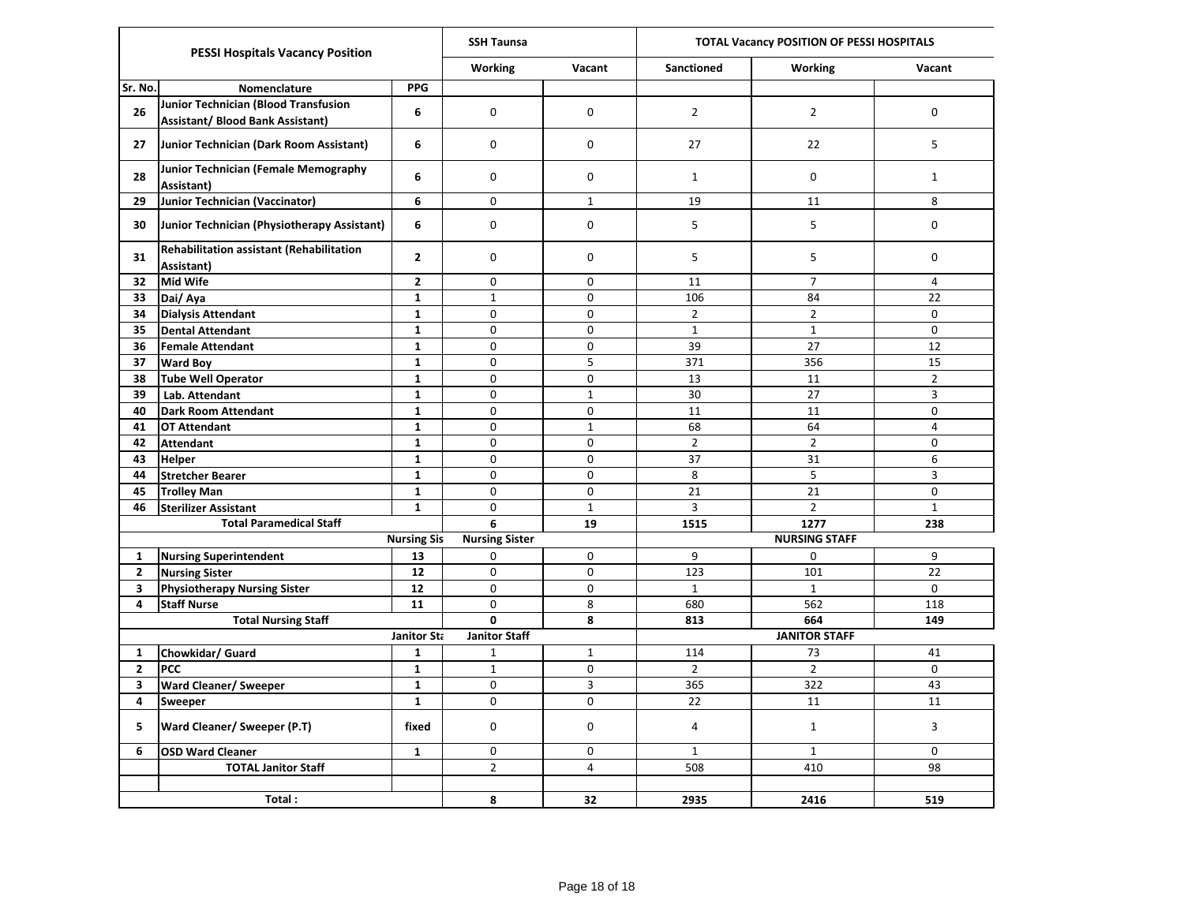| PESSI Hospitals Vacancy Position | | | SSH Taunsa | | TOTAL Vacancy POSITION OF PESSI HOSPITALS | | |
|---|---|---|---|---|---|---|---|
| | | | Working | Vacant | Sanctioned | Working | Vacant |
| Sr. No. | Nomenclature | PPG | | | | | |
| 26 | Junior Technician (Blood Transfusion Assistant/ Blood Bank Assistant) | 6 | 0 | 0 | 2 | 2 | 0 |
| 27 | Junior Technician (Dark Room Assistant) | 6 | 0 | 0 | 27 | 22 | 5 |
| 28 | Junior Technician (Female Memography Assistant) | 6 | 0 | 0 | 1 | 0 | 1 |
| 29 | Junior Technician (Vaccinator) | 6 | 0 | 1 | 19 | 11 | 8 |
| 30 | Junior Technician (Physiotherapy Assistant) | 6 | 0 | 0 | 5 | 5 | 0 |
| 31 | Rehabilitation assistant (Rehabilitation Assistant) | 2 | 0 | 0 | 5 | 5 | 0 |
| 32 | Mid Wife | 2 | 0 | 0 | 11 | 7 | 4 |
| 33 | Dai/ Aya | 1 | 1 | 0 | 106 | 84 | 22 |
| 34 | Dialysis Attendant | 1 | 0 | 0 | 2 | 2 | 0 |
| 35 | Dental Attendant | 1 | 0 | 0 | 1 | 1 | 0 |
| 36 | Female Attendant | 1 | 0 | 0 | 39 | 27 | 12 |
| 37 | Ward Boy | 1 | 0 | 5 | 371 | 356 | 15 |
| 38 | Tube Well Operator | 1 | 0 | 0 | 13 | 11 | 2 |
| 39 | Lab. Attendant | 1 | 0 | 1 | 30 | 27 | 3 |
| 40 | Dark Room Attendant | 1 | 0 | 0 | 11 | 11 | 0 |
| 41 | OT Attendant | 1 | 0 | 1 | 68 | 64 | 4 |
| 42 | Attendant | 1 | 0 | 0 | 2 | 2 | 0 |
| 43 | Helper | 1 | 0 | 0 | 37 | 31 | 6 |
| 44 | Stretcher Bearer | 1 | 0 | 0 | 8 | 5 | 3 |
| 45 | Trolley Man | 1 | 0 | 0 | 21 | 21 | 0 |
| 46 | Sterilizer Assistant | 1 | 0 | 1 | 3 | 2 | 1 |
| | Total Paramedical Staff | | 6 | 19 | 1515 | 1277 | 238 |
| | | Nursing Sis | Nursing Sister | | NURSING STAFF | | |
| 1 | Nursing Superintendent | 13 | 0 | 0 | 9 | 0 | 9 |
| 2 | Nursing Sister | 12 | 0 | 0 | 123 | 101 | 22 |
| 3 | Physiotherapy Nursing Sister | 12 | 0 | 0 | 1 | 1 | 0 |
| 4 | Staff Nurse | 11 | 0 | 8 | 680 | 562 | 118 |
| | Total Nursing Staff | | 0 | 8 | 813 | 664 | 149 |
| | | Janitor Sta | Janitor Staff | | JANITOR STAFF | | |
| 1 | Chowkidar/ Guard | 1 | 1 | 1 | 114 | 73 | 41 |
| 2 | PCC | 1 | 1 | 0 | 2 | 2 | 0 |
| 3 | Ward Cleaner/ Sweeper | 1 | 0 | 3 | 365 | 322 | 43 |
| 4 | Sweeper | 1 | 0 | 0 | 22 | 11 | 11 |
| 5 | Ward Cleaner/ Sweeper (P.T) | fixed | 0 | 0 | 4 | 1 | 3 |
| 6 | OSD Ward Cleaner | 1 | 0 | 0 | 1 | 1 | 0 |
| | TOTAL Janitor Staff | | 2 | 4 | 508 | 410 | 98 |
| | | | | | | | |
| | Total : | | 8 | 32 | 2935 | 2416 | 519 |